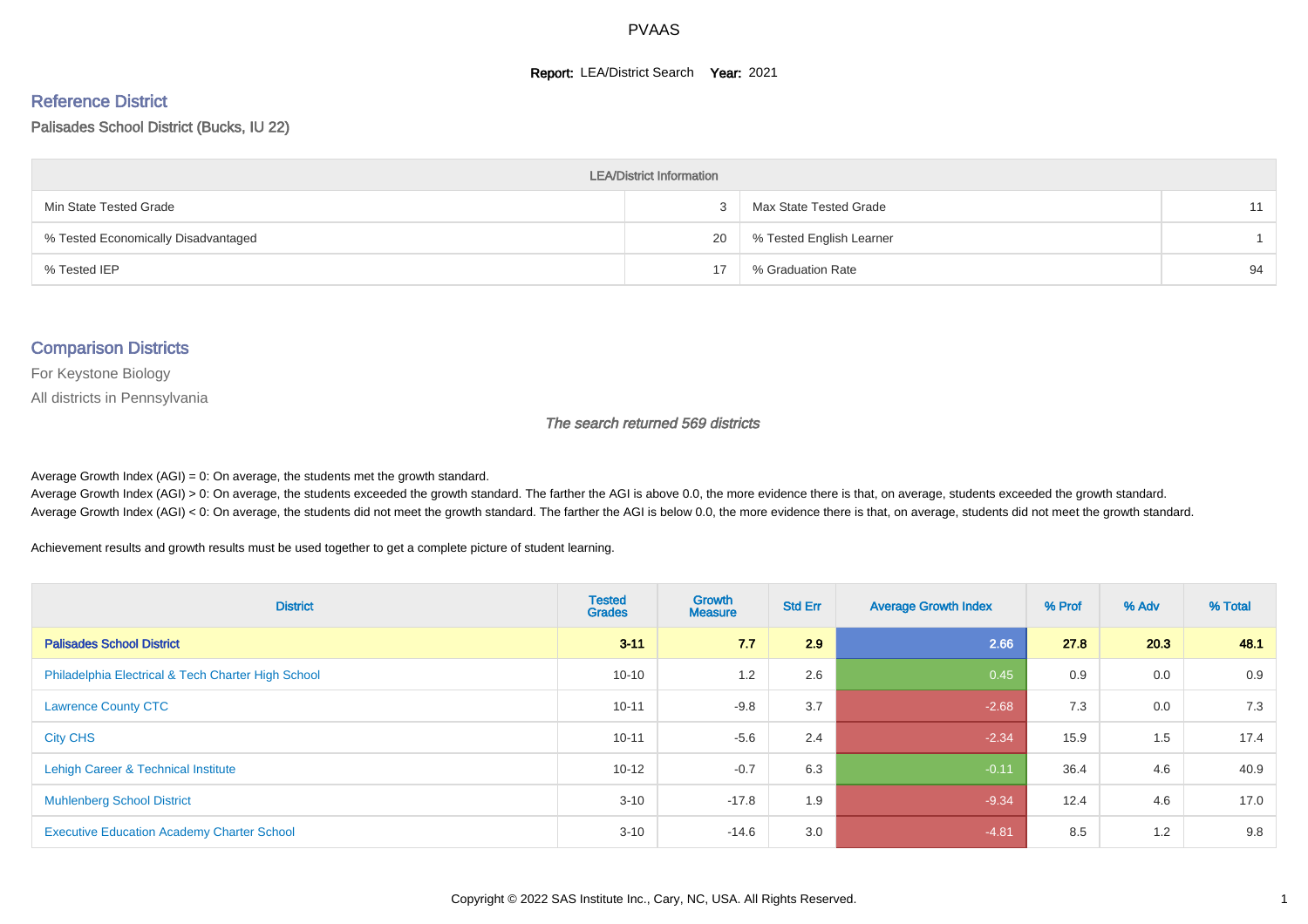# PVAAS

**Report:** LEA/District Search **Year:** 2021

## Reference District

Palisades School District (Bucks, IU 22)

| LEA/District Information | | | |
|---|---|---|---|
| Min State Tested Grade | 3 | Max State Tested Grade | 11 |
| % Tested Economically Disadvantaged | 20 | % Tested English Learner | 1 |
| % Tested IEP | 17 | % Graduation Rate | 94 |

## Comparison Districts

For Keystone Biology

All districts in Pennsylvania

*The search returned 569 districts*

Average Growth Index (AGI) = 0: On average, the students met the growth standard.
Average Growth Index (AGI) > 0: On average, the students exceeded the growth standard. The farther the AGI is above 0.0, the more evidence there is that, on average, students exceeded the growth standard.
Average Growth Index (AGI) < 0: On average, the students did not meet the growth standard. The farther the AGI is below 0.0, the more evidence there is that, on average, students did not meet the growth standard.

Achievement results and growth results must be used together to get a complete picture of student learning.

| District | Tested Grades | Growth Measure | Std Err | Average Growth Index | % Prof | % Adv | % Total |
|---|---|---|---|---|---|---|---|
| **Palisades School District** | **3-11** | **7.7** | **2.9** | **2.66** | **27.8** | **20.3** | **48.1** |
| Philadelphia Electrical & Tech Charter High School | 10-10 | 1.2 | 2.6 | 0.45 | 0.9 | 0.0 | 0.9 |
| Lawrence County CTC | 10-11 | -9.8 | 3.7 | -2.68 | 7.3 | 0.0 | 7.3 |
| City CHS | 10-11 | -5.6 | 2.4 | -2.34 | 15.9 | 1.5 | 17.4 |
| Lehigh Career & Technical Institute | 10-12 | -0.7 | 6.3 | -0.11 | 36.4 | 4.6 | 40.9 |
| Muhlenberg School District | 3-10 | -17.8 | 1.9 | -9.34 | 12.4 | 4.6 | 17.0 |
| Executive Education Academy Charter School | 3-10 | -14.6 | 3.0 | -4.81 | 8.5 | 1.2 | 9.8 |

Copyright © 2022 SAS Institute Inc., Cary, NC, USA. All Rights Reserved.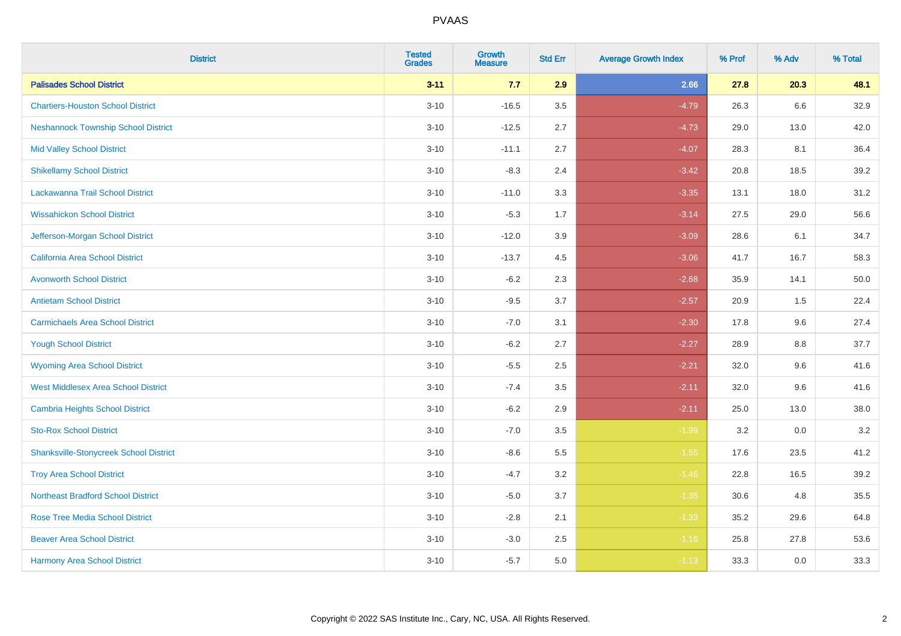| District | Tested Grades | Growth Measure | Std Err | Average Growth Index | % Prof | % Adv | % Total |
|---|---|---|---|---|---|---|---|
| **Palisades School District** | **3-11** | **7.7** | **2.9** | **2.66** | **27.8** | **20.3** | **48.1** |
| Chartiers-Houston School District | 3-10 | -16.5 | 3.5 | -4.79 | 26.3 | 6.6 | 32.9 |
| Neshannock Township School District | 3-10 | -12.5 | 2.7 | -4.73 | 29.0 | 13.0 | 42.0 |
| Mid Valley School District | 3-10 | -11.1 | 2.7 | -4.07 | 28.3 | 8.1 | 36.4 |
| Shikellamy School District | 3-10 | -8.3 | 2.4 | -3.42 | 20.8 | 18.5 | 39.2 |
| Lackawanna Trail School District | 3-10 | -11.0 | 3.3 | -3.35 | 13.1 | 18.0 | 31.2 |
| Wissahickon School District | 3-10 | -5.3 | 1.7 | -3.14 | 27.5 | 29.0 | 56.6 |
| Jefferson-Morgan School District | 3-10 | -12.0 | 3.9 | -3.09 | 28.6 | 6.1 | 34.7 |
| California Area School District | 3-10 | -13.7 | 4.5 | -3.06 | 41.7 | 16.7 | 58.3 |
| Avonworth School District | 3-10 | -6.2 | 2.3 | -2.68 | 35.9 | 14.1 | 50.0 |
| Antietam School District | 3-10 | -9.5 | 3.7 | -2.57 | 20.9 | 1.5 | 22.4 |
| Carmichaels Area School District | 3-10 | -7.0 | 3.1 | -2.30 | 17.8 | 9.6 | 27.4 |
| Yough School District | 3-10 | -6.2 | 2.7 | -2.27 | 28.9 | 8.8 | 37.7 |
| Wyoming Area School District | 3-10 | -5.5 | 2.5 | -2.21 | 32.0 | 9.6 | 41.6 |
| West Middlesex Area School District | 3-10 | -7.4 | 3.5 | -2.11 | 32.0 | 9.6 | 41.6 |
| Cambria Heights School District | 3-10 | -6.2 | 2.9 | -2.11 | 25.0 | 13.0 | 38.0 |
| Sto-Rox School District | 3-10 | -7.0 | 3.5 | -1.99 | 3.2 | 0.0 | 3.2 |
| Shanksville-Stonycreek School District | 3-10 | -8.6 | 5.5 | -1.55 | 17.6 | 23.5 | 41.2 |
| Troy Area School District | 3-10 | -4.7 | 3.2 | -1.46 | 22.8 | 16.5 | 39.2 |
| Northeast Bradford School District | 3-10 | -5.0 | 3.7 | -1.35 | 30.6 | 4.8 | 35.5 |
| Rose Tree Media School District | 3-10 | -2.8 | 2.1 | -1.33 | 35.2 | 29.6 | 64.8 |
| Beaver Area School District | 3-10 | -3.0 | 2.5 | -1.16 | 25.8 | 27.8 | 53.6 |
| Harmony Area School District | 3-10 | -5.7 | 5.0 | -1.13 | 33.3 | 0.0 | 33.3 |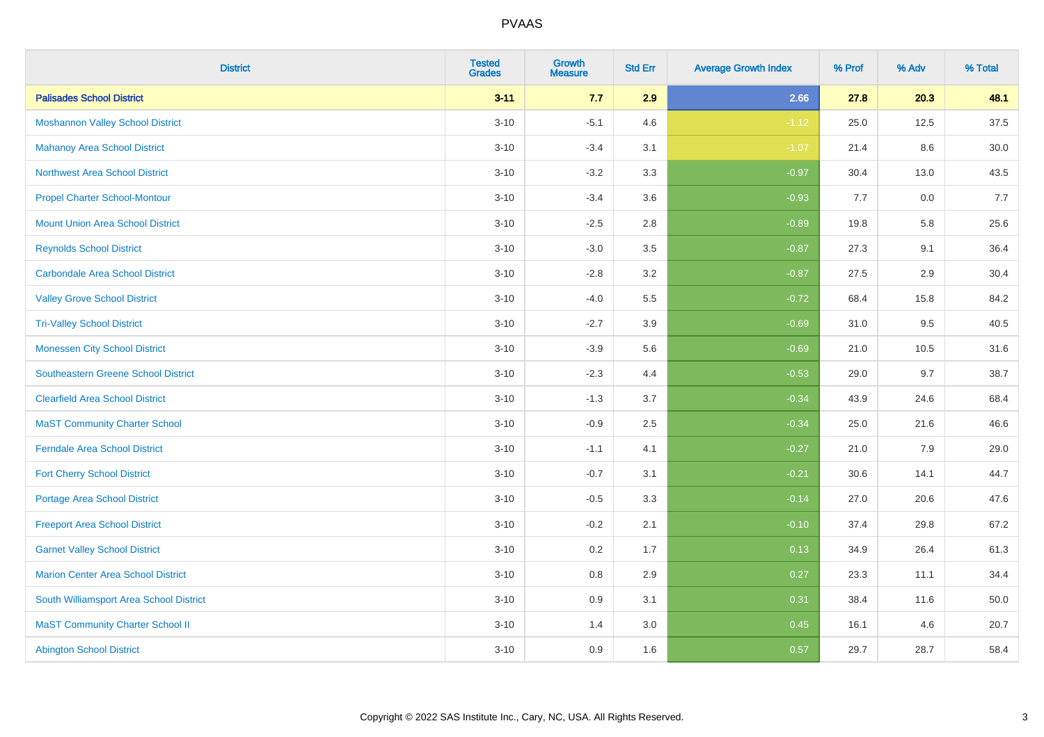| District | Tested Grades | Growth Measure | Std Err | Average Growth Index | % Prof | % Adv | % Total |
|---|---|---|---|---|---|---|---|
| **Palisades School District** | **3-11** | **7.7** | **2.9** | **2.66** | **27.8** | **20.3** | **48.1** |
| Moshannon Valley School District | 3-10 | -5.1 | 4.6 | -1.12 | 25.0 | 12.5 | 37.5 |
| Mahanoy Area School District | 3-10 | -3.4 | 3.1 | -1.07 | 21.4 | 8.6 | 30.0 |
| Northwest Area School District | 3-10 | -3.2 | 3.3 | -0.97 | 30.4 | 13.0 | 43.5 |
| Propel Charter School-Montour | 3-10 | -3.4 | 3.6 | -0.93 | 7.7 | 0.0 | 7.7 |
| Mount Union Area School District | 3-10 | -2.5 | 2.8 | -0.89 | 19.8 | 5.8 | 25.6 |
| Reynolds School District | 3-10 | -3.0 | 3.5 | -0.87 | 27.3 | 9.1 | 36.4 |
| Carbondale Area School District | 3-10 | -2.8 | 3.2 | -0.87 | 27.5 | 2.9 | 30.4 |
| Valley Grove School District | 3-10 | -4.0 | 5.5 | -0.72 | 68.4 | 15.8 | 84.2 |
| Tri-Valley School District | 3-10 | -2.7 | 3.9 | -0.69 | 31.0 | 9.5 | 40.5 |
| Monessen City School District | 3-10 | -3.9 | 5.6 | -0.69 | 21.0 | 10.5 | 31.6 |
| Southeastern Greene School District | 3-10 | -2.3 | 4.4 | -0.53 | 29.0 | 9.7 | 38.7 |
| Clearfield Area School District | 3-10 | -1.3 | 3.7 | -0.34 | 43.9 | 24.6 | 68.4 |
| MaST Community Charter School | 3-10 | -0.9 | 2.5 | -0.34 | 25.0 | 21.6 | 46.6 |
| Ferndale Area School District | 3-10 | -1.1 | 4.1 | -0.27 | 21.0 | 7.9 | 29.0 |
| Fort Cherry School District | 3-10 | -0.7 | 3.1 | -0.21 | 30.6 | 14.1 | 44.7 |
| Portage Area School District | 3-10 | -0.5 | 3.3 | -0.14 | 27.0 | 20.6 | 47.6 |
| Freeport Area School District | 3-10 | -0.2 | 2.1 | -0.10 | 37.4 | 29.8 | 67.2 |
| Garnet Valley School District | 3-10 | 0.2 | 1.7 | 0.13 | 34.9 | 26.4 | 61.3 |
| Marion Center Area School District | 3-10 | 0.8 | 2.9 | 0.27 | 23.3 | 11.1 | 34.4 |
| South Williamsport Area School District | 3-10 | 0.9 | 3.1 | 0.31 | 38.4 | 11.6 | 50.0 |
| MaST Community Charter School II | 3-10 | 1.4 | 3.0 | 0.45 | 16.1 | 4.6 | 20.7 |
| Abington School District | 3-10 | 0.9 | 1.6 | 0.57 | 29.7 | 28.7 | 58.4 |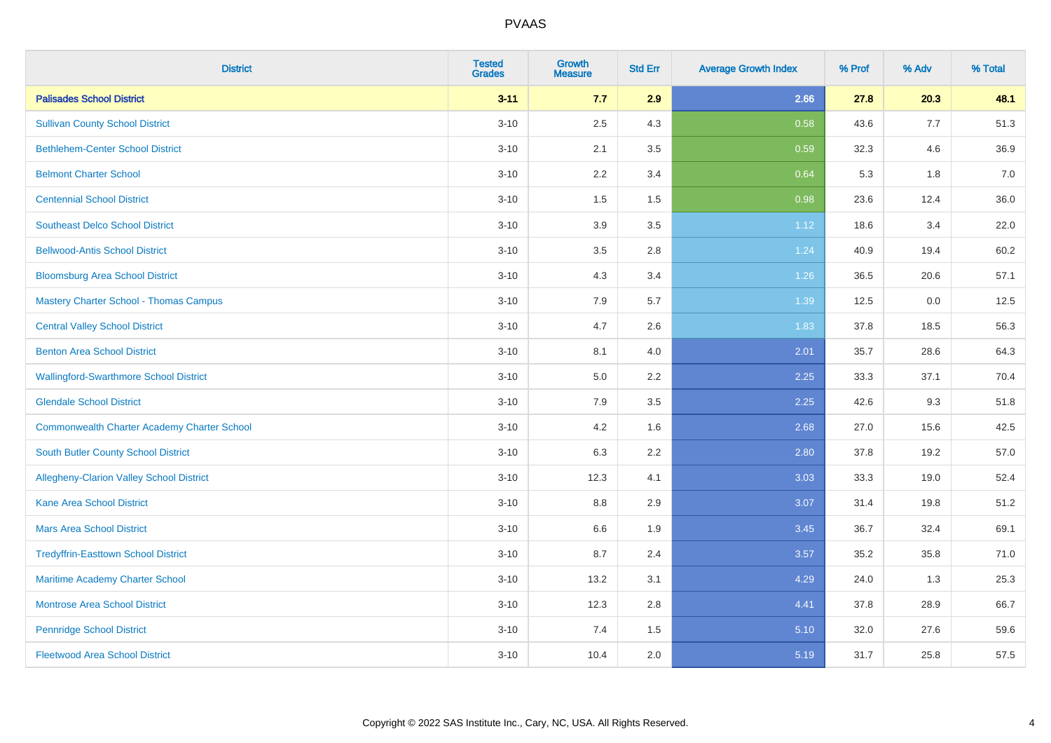| District | Tested Grades | Growth Measure | Std Err | Average Growth Index | % Prof | % Adv | % Total |
|---|---|---|---|---|---|---|---|
| **Palisades School District** | **3-11** | **7.7** | **2.9** | **2.66** | **27.8** | **20.3** | **48.1** |
| Sullivan County School District | 3-10 | 2.5 | 4.3 | 0.58 | 43.6 | 7.7 | 51.3 |
| Bethlehem-Center School District | 3-10 | 2.1 | 3.5 | 0.59 | 32.3 | 4.6 | 36.9 |
| Belmont Charter School | 3-10 | 2.2 | 3.4 | 0.64 | 5.3 | 1.8 | 7.0 |
| Centennial School District | 3-10 | 1.5 | 1.5 | 0.98 | 23.6 | 12.4 | 36.0 |
| Southeast Delco School District | 3-10 | 3.9 | 3.5 | 1.12 | 18.6 | 3.4 | 22.0 |
| Bellwood-Antis School District | 3-10 | 3.5 | 2.8 | 1.24 | 40.9 | 19.4 | 60.2 |
| Bloomsburg Area School District | 3-10 | 4.3 | 3.4 | 1.26 | 36.5 | 20.6 | 57.1 |
| Mastery Charter School - Thomas Campus | 3-10 | 7.9 | 5.7 | 1.39 | 12.5 | 0.0 | 12.5 |
| Central Valley School District | 3-10 | 4.7 | 2.6 | 1.83 | 37.8 | 18.5 | 56.3 |
| Benton Area School District | 3-10 | 8.1 | 4.0 | 2.01 | 35.7 | 28.6 | 64.3 |
| Wallingford-Swarthmore School District | 3-10 | 5.0 | 2.2 | 2.25 | 33.3 | 37.1 | 70.4 |
| Glendale School District | 3-10 | 7.9 | 3.5 | 2.25 | 42.6 | 9.3 | 51.8 |
| Commonwealth Charter Academy Charter School | 3-10 | 4.2 | 1.6 | 2.68 | 27.0 | 15.6 | 42.5 |
| South Butler County School District | 3-10 | 6.3 | 2.2 | 2.80 | 37.8 | 19.2 | 57.0 |
| Allegheny-Clarion Valley School District | 3-10 | 12.3 | 4.1 | 3.03 | 33.3 | 19.0 | 52.4 |
| Kane Area School District | 3-10 | 8.8 | 2.9 | 3.07 | 31.4 | 19.8 | 51.2 |
| Mars Area School District | 3-10 | 6.6 | 1.9 | 3.45 | 36.7 | 32.4 | 69.1 |
| Tredyffrin-Easttown School District | 3-10 | 8.7 | 2.4 | 3.57 | 35.2 | 35.8 | 71.0 |
| Maritime Academy Charter School | 3-10 | 13.2 | 3.1 | 4.29 | 24.0 | 1.3 | 25.3 |
| Montrose Area School District | 3-10 | 12.3 | 2.8 | 4.41 | 37.8 | 28.9 | 66.7 |
| Pennridge School District | 3-10 | 7.4 | 1.5 | 5.10 | 32.0 | 27.6 | 59.6 |
| Fleetwood Area School District | 3-10 | 10.4 | 2.0 | 5.19 | 31.7 | 25.8 | 57.5 |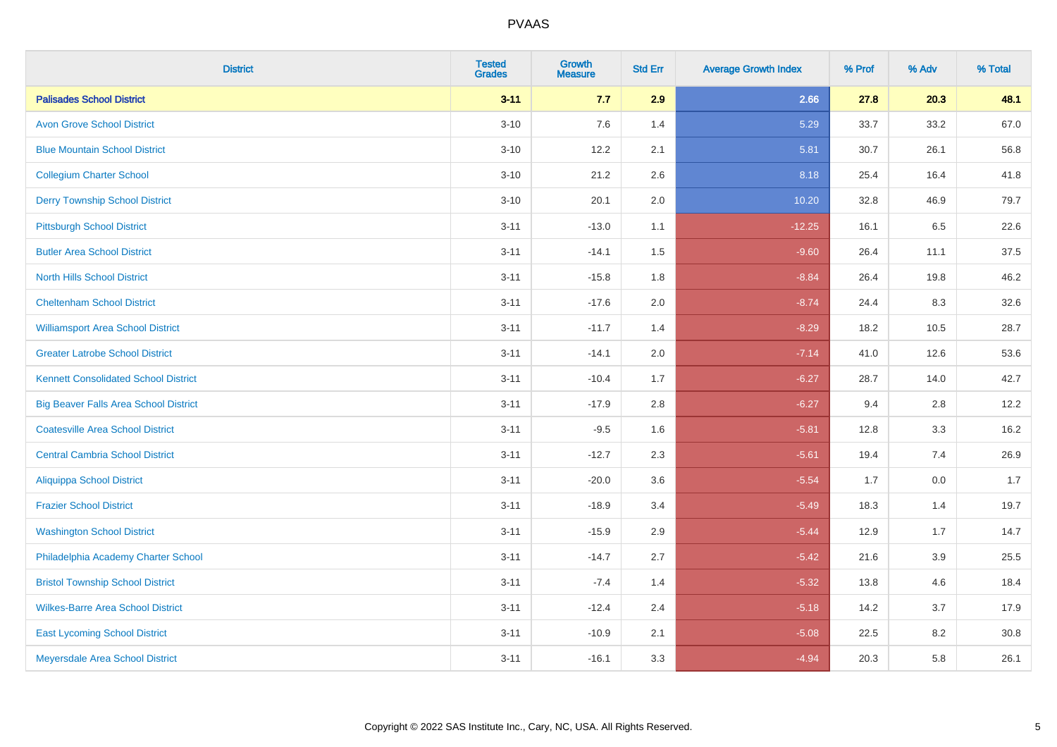# PVAAS

| District | Tested Grades | Growth Measure | Std Err | Average Growth Index | % Prof | % Adv | % Total |
|---|---|---|---|---|---|---|---|
| **Palisades School District** | **3-11** | **7.7** | **2.9** | **2.66** | **27.8** | **20.3** | **48.1** |
| Avon Grove School District | 3-10 | 7.6 | 1.4 | 5.29 | 33.7 | 33.2 | 67.0 |
| Blue Mountain School District | 3-10 | 12.2 | 2.1 | 5.81 | 30.7 | 26.1 | 56.8 |
| Collegium Charter School | 3-10 | 21.2 | 2.6 | 8.18 | 25.4 | 16.4 | 41.8 |
| Derry Township School District | 3-10 | 20.1 | 2.0 | 10.20 | 32.8 | 46.9 | 79.7 |
| Pittsburgh School District | 3-11 | -13.0 | 1.1 | -12.25 | 16.1 | 6.5 | 22.6 |
| Butler Area School District | 3-11 | -14.1 | 1.5 | -9.60 | 26.4 | 11.1 | 37.5 |
| North Hills School District | 3-11 | -15.8 | 1.8 | -8.84 | 26.4 | 19.8 | 46.2 |
| Cheltenham School District | 3-11 | -17.6 | 2.0 | -8.74 | 24.4 | 8.3 | 32.6 |
| Williamsport Area School District | 3-11 | -11.7 | 1.4 | -8.29 | 18.2 | 10.5 | 28.7 |
| Greater Latrobe School District | 3-11 | -14.1 | 2.0 | -7.14 | 41.0 | 12.6 | 53.6 |
| Kennett Consolidated School District | 3-11 | -10.4 | 1.7 | -6.27 | 28.7 | 14.0 | 42.7 |
| Big Beaver Falls Area School District | 3-11 | -17.9 | 2.8 | -6.27 | 9.4 | 2.8 | 12.2 |
| Coatesville Area School District | 3-11 | -9.5 | 1.6 | -5.81 | 12.8 | 3.3 | 16.2 |
| Central Cambria School District | 3-11 | -12.7 | 2.3 | -5.61 | 19.4 | 7.4 | 26.9 |
| Aliquippa School District | 3-11 | -20.0 | 3.6 | -5.54 | 1.7 | 0.0 | 1.7 |
| Frazier School District | 3-11 | -18.9 | 3.4 | -5.49 | 18.3 | 1.4 | 19.7 |
| Washington School District | 3-11 | -15.9 | 2.9 | -5.44 | 12.9 | 1.7 | 14.7 |
| Philadelphia Academy Charter School | 3-11 | -14.7 | 2.7 | -5.42 | 21.6 | 3.9 | 25.5 |
| Bristol Township School District | 3-11 | -7.4 | 1.4 | -5.32 | 13.8 | 4.6 | 18.4 |
| Wilkes-Barre Area School District | 3-11 | -12.4 | 2.4 | -5.18 | 14.2 | 3.7 | 17.9 |
| East Lycoming School District | 3-11 | -10.9 | 2.1 | -5.08 | 22.5 | 8.2 | 30.8 |
| Meyersdale Area School District | 3-11 | -16.1 | 3.3 | -4.94 | 20.3 | 5.8 | 26.1 |

Copyright © 2022 SAS Institute Inc., Cary, NC, USA. All Rights Reserved.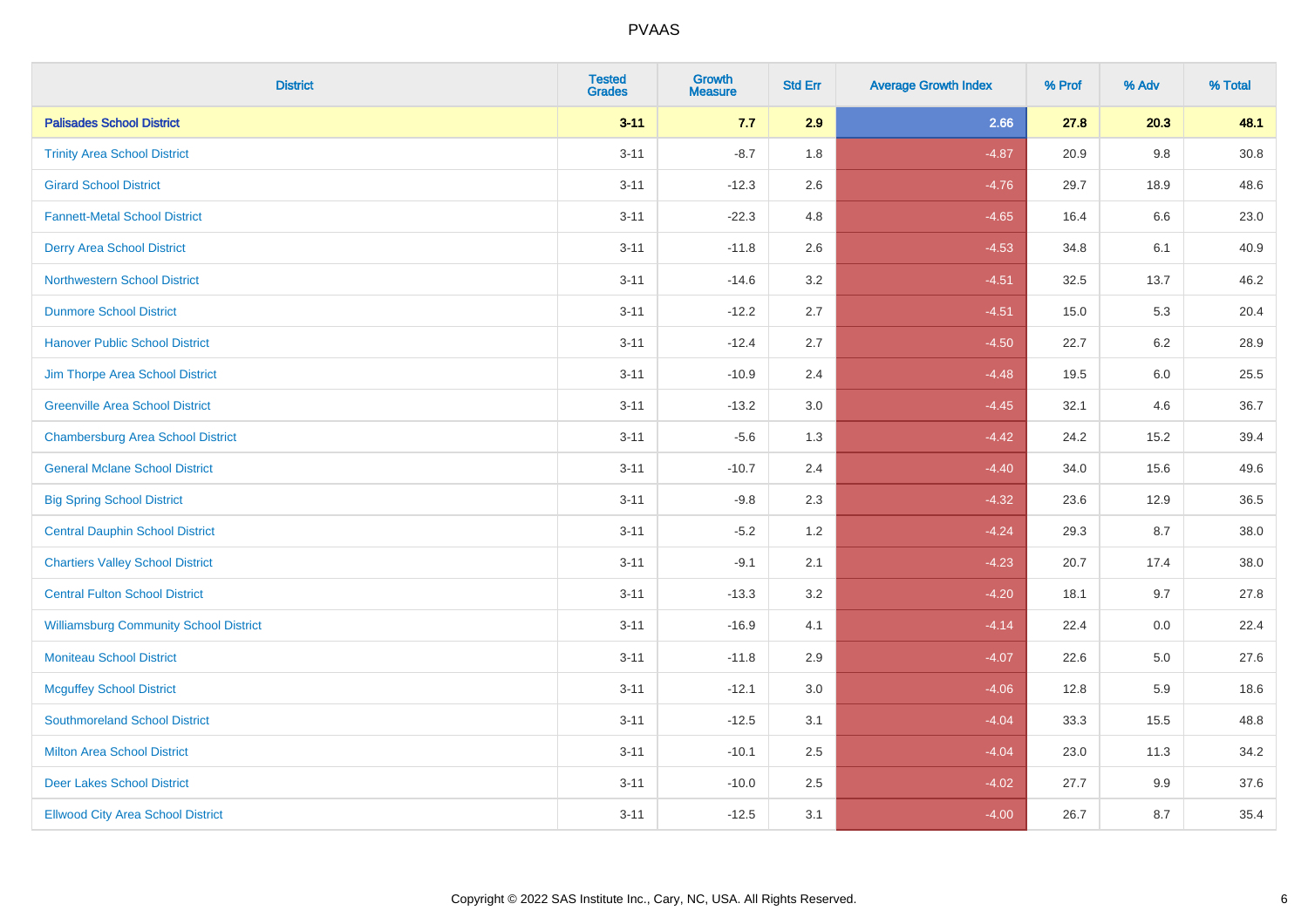| District | Tested Grades | Growth Measure | Std Err | Average Growth Index | % Prof | % Adv | % Total |
|---|---|---|---|---|---|---|---|
| **Palisades School District** | **3-11** | **7.7** | **2.9** | **2.66** | **27.8** | **20.3** | **48.1** |
| Trinity Area School District | 3-11 | -8.7 | 1.8 | -4.87 | 20.9 | 9.8 | 30.8 |
| Girard School District | 3-11 | -12.3 | 2.6 | -4.76 | 29.7 | 18.9 | 48.6 |
| Fannett-Metal School District | 3-11 | -22.3 | 4.8 | -4.65 | 16.4 | 6.6 | 23.0 |
| Derry Area School District | 3-11 | -11.8 | 2.6 | -4.53 | 34.8 | 6.1 | 40.9 |
| Northwestern School District | 3-11 | -14.6 | 3.2 | -4.51 | 32.5 | 13.7 | 46.2 |
| Dunmore School District | 3-11 | -12.2 | 2.7 | -4.51 | 15.0 | 5.3 | 20.4 |
| Hanover Public School District | 3-11 | -12.4 | 2.7 | -4.50 | 22.7 | 6.2 | 28.9 |
| Jim Thorpe Area School District | 3-11 | -10.9 | 2.4 | -4.48 | 19.5 | 6.0 | 25.5 |
| Greenville Area School District | 3-11 | -13.2 | 3.0 | -4.45 | 32.1 | 4.6 | 36.7 |
| Chambersburg Area School District | 3-11 | -5.6 | 1.3 | -4.42 | 24.2 | 15.2 | 39.4 |
| General Mclane School District | 3-11 | -10.7 | 2.4 | -4.40 | 34.0 | 15.6 | 49.6 |
| Big Spring School District | 3-11 | -9.8 | 2.3 | -4.32 | 23.6 | 12.9 | 36.5 |
| Central Dauphin School District | 3-11 | -5.2 | 1.2 | -4.24 | 29.3 | 8.7 | 38.0 |
| Chartiers Valley School District | 3-11 | -9.1 | 2.1 | -4.23 | 20.7 | 17.4 | 38.0 |
| Central Fulton School District | 3-11 | -13.3 | 3.2 | -4.20 | 18.1 | 9.7 | 27.8 |
| Williamsburg Community School District | 3-11 | -16.9 | 4.1 | -4.14 | 22.4 | 0.0 | 22.4 |
| Moniteau School District | 3-11 | -11.8 | 2.9 | -4.07 | 22.6 | 5.0 | 27.6 |
| Mcguffey School District | 3-11 | -12.1 | 3.0 | -4.06 | 12.8 | 5.9 | 18.6 |
| Southmoreland School District | 3-11 | -12.5 | 3.1 | -4.04 | 33.3 | 15.5 | 48.8 |
| Milton Area School District | 3-11 | -10.1 | 2.5 | -4.04 | 23.0 | 11.3 | 34.2 |
| Deer Lakes School District | 3-11 | -10.0 | 2.5 | -4.02 | 27.7 | 9.9 | 37.6 |
| Ellwood City Area School District | 3-11 | -12.5 | 3.1 | -4.00 | 26.7 | 8.7 | 35.4 |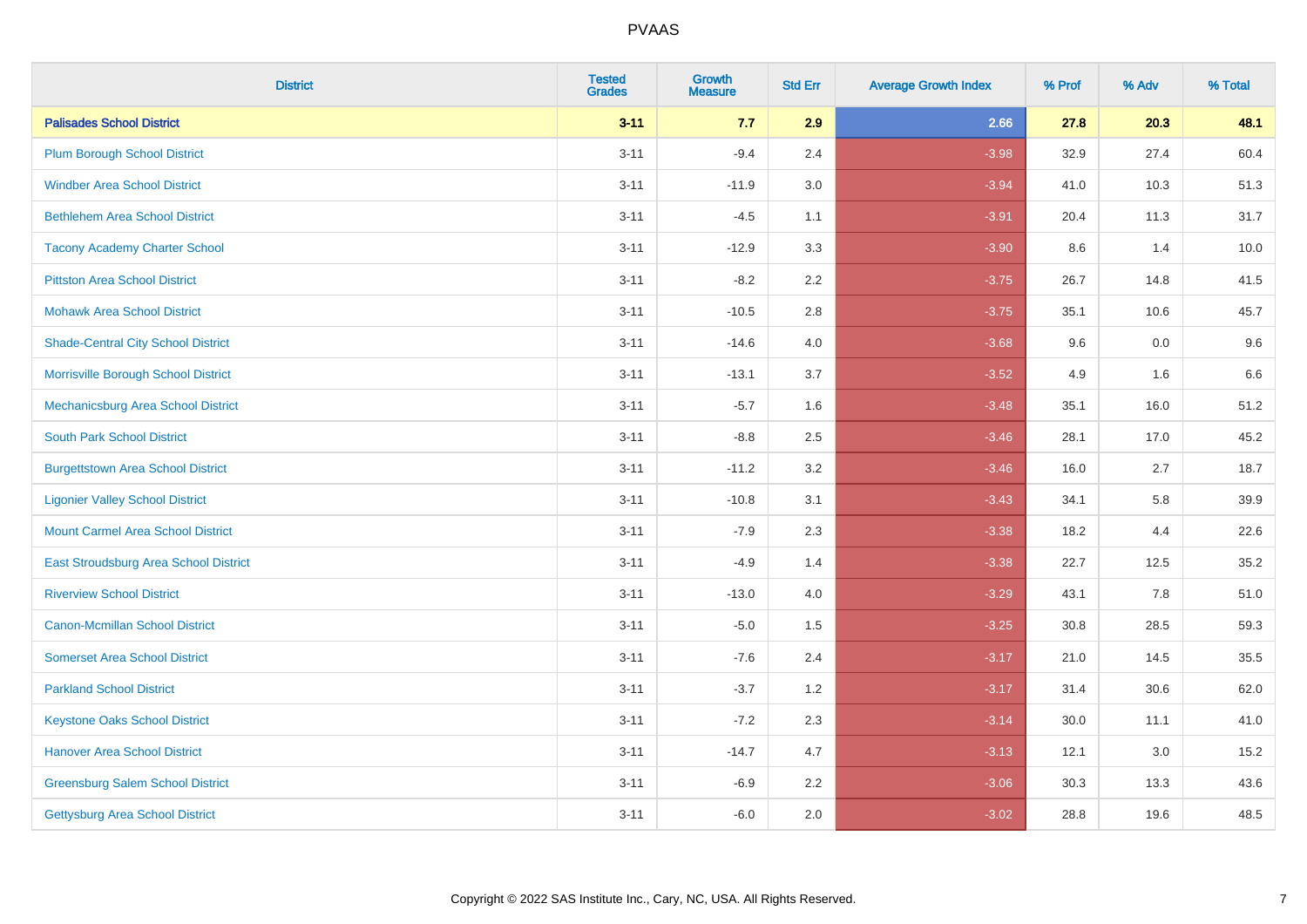# PVAAS

| District | Tested Grades | Growth Measure | Std Err | Average Growth Index | % Prof | % Adv | % Total |
|---|---|---|---|---|---|---|---|
| **Palisades School District** | **3-11** | **7.7** | **2.9** | **2.66** | **27.8** | **20.3** | **48.1** |
| Plum Borough School District | 3-11 | -9.4 | 2.4 | -3.98 | 32.9 | 27.4 | 60.4 |
| Windber Area School District | 3-11 | -11.9 | 3.0 | -3.94 | 41.0 | 10.3 | 51.3 |
| Bethlehem Area School District | 3-11 | -4.5 | 1.1 | -3.91 | 20.4 | 11.3 | 31.7 |
| Tacony Academy Charter School | 3-11 | -12.9 | 3.3 | -3.90 | 8.6 | 1.4 | 10.0 |
| Pittston Area School District | 3-11 | -8.2 | 2.2 | -3.75 | 26.7 | 14.8 | 41.5 |
| Mohawk Area School District | 3-11 | -10.5 | 2.8 | -3.75 | 35.1 | 10.6 | 45.7 |
| Shade-Central City School District | 3-11 | -14.6 | 4.0 | -3.68 | 9.6 | 0.0 | 9.6 |
| Morrisville Borough School District | 3-11 | -13.1 | 3.7 | -3.52 | 4.9 | 1.6 | 6.6 |
| Mechanicsburg Area School District | 3-11 | -5.7 | 1.6 | -3.48 | 35.1 | 16.0 | 51.2 |
| South Park School District | 3-11 | -8.8 | 2.5 | -3.46 | 28.1 | 17.0 | 45.2 |
| Burgettstown Area School District | 3-11 | -11.2 | 3.2 | -3.46 | 16.0 | 2.7 | 18.7 |
| Ligonier Valley School District | 3-11 | -10.8 | 3.1 | -3.43 | 34.1 | 5.8 | 39.9 |
| Mount Carmel Area School District | 3-11 | -7.9 | 2.3 | -3.38 | 18.2 | 4.4 | 22.6 |
| East Stroudsburg Area School District | 3-11 | -4.9 | 1.4 | -3.38 | 22.7 | 12.5 | 35.2 |
| Riverview School District | 3-11 | -13.0 | 4.0 | -3.29 | 43.1 | 7.8 | 51.0 |
| Canon-Mcmillan School District | 3-11 | -5.0 | 1.5 | -3.25 | 30.8 | 28.5 | 59.3 |
| Somerset Area School District | 3-11 | -7.6 | 2.4 | -3.17 | 21.0 | 14.5 | 35.5 |
| Parkland School District | 3-11 | -3.7 | 1.2 | -3.17 | 31.4 | 30.6 | 62.0 |
| Keystone Oaks School District | 3-11 | -7.2 | 2.3 | -3.14 | 30.0 | 11.1 | 41.0 |
| Hanover Area School District | 3-11 | -14.7 | 4.7 | -3.13 | 12.1 | 3.0 | 15.2 |
| Greensburg Salem School District | 3-11 | -6.9 | 2.2 | -3.06 | 30.3 | 13.3 | 43.6 |
| Gettysburg Area School District | 3-11 | -6.0 | 2.0 | -3.02 | 28.8 | 19.6 | 48.5 |

Copyright © 2022 SAS Institute Inc., Cary, NC, USA. All Rights Reserved.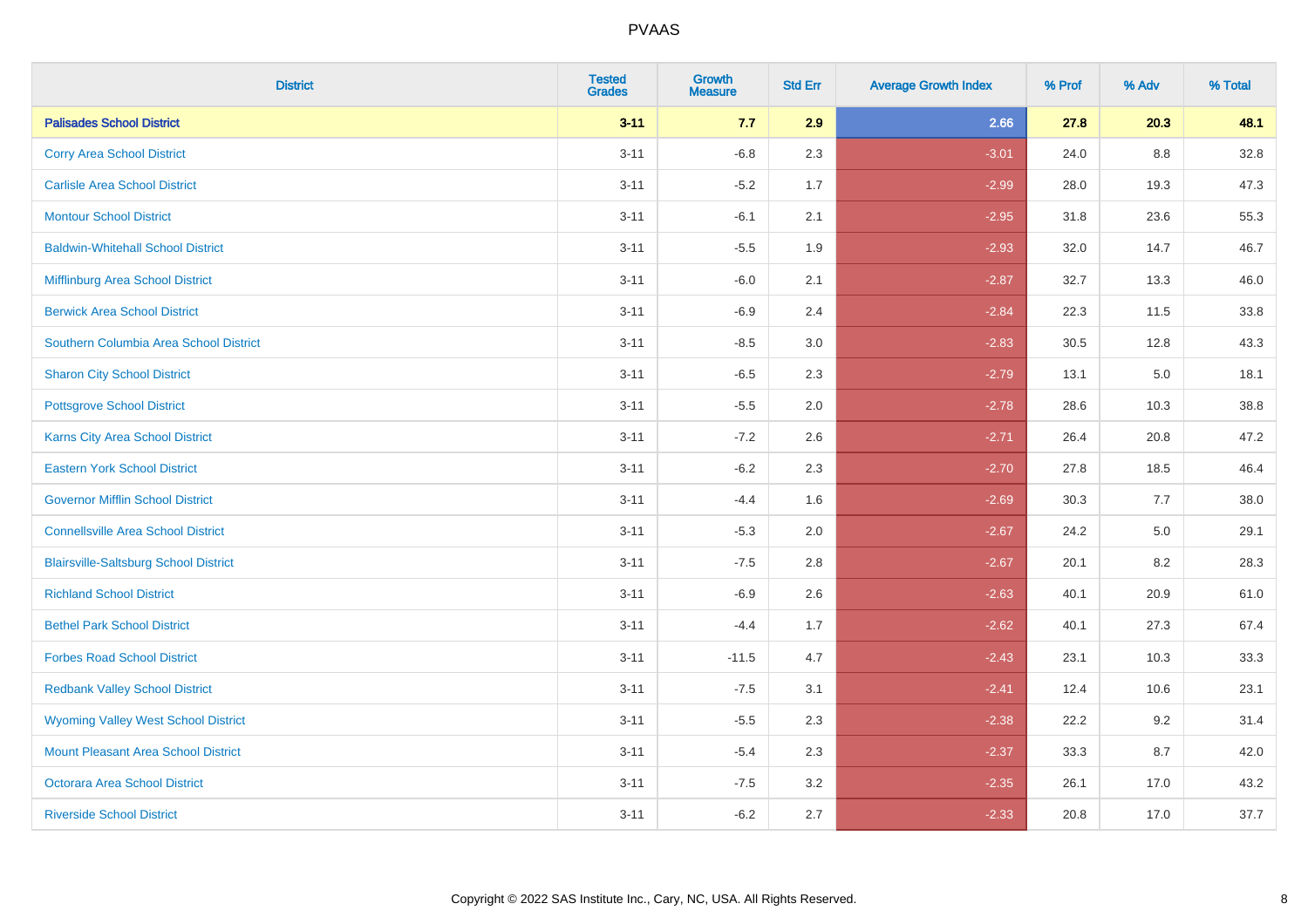| District | Tested Grades | Growth Measure | Std Err | Average Growth Index | % Prof | % Adv | % Total |
|---|---|---|---|---|---|---|---|
| **Palisades School District** | **3-11** | **7.7** | **2.9** | **2.66** | **27.8** | **20.3** | **48.1** |
| Corry Area School District | 3-11 | -6.8 | 2.3 | -3.01 | 24.0 | 8.8 | 32.8 |
| Carlisle Area School District | 3-11 | -5.2 | 1.7 | -2.99 | 28.0 | 19.3 | 47.3 |
| Montour School District | 3-11 | -6.1 | 2.1 | -2.95 | 31.8 | 23.6 | 55.3 |
| Baldwin-Whitehall School District | 3-11 | -5.5 | 1.9 | -2.93 | 32.0 | 14.7 | 46.7 |
| Mifflinburg Area School District | 3-11 | -6.0 | 2.1 | -2.87 | 32.7 | 13.3 | 46.0 |
| Berwick Area School District | 3-11 | -6.9 | 2.4 | -2.84 | 22.3 | 11.5 | 33.8 |
| Southern Columbia Area School District | 3-11 | -8.5 | 3.0 | -2.83 | 30.5 | 12.8 | 43.3 |
| Sharon City School District | 3-11 | -6.5 | 2.3 | -2.79 | 13.1 | 5.0 | 18.1 |
| Pottsgrove School District | 3-11 | -5.5 | 2.0 | -2.78 | 28.6 | 10.3 | 38.8 |
| Karns City Area School District | 3-11 | -7.2 | 2.6 | -2.71 | 26.4 | 20.8 | 47.2 |
| Eastern York School District | 3-11 | -6.2 | 2.3 | -2.70 | 27.8 | 18.5 | 46.4 |
| Governor Mifflin School District | 3-11 | -4.4 | 1.6 | -2.69 | 30.3 | 7.7 | 38.0 |
| Connellsville Area School District | 3-11 | -5.3 | 2.0 | -2.67 | 24.2 | 5.0 | 29.1 |
| Blairsville-Saltsburg School District | 3-11 | -7.5 | 2.8 | -2.67 | 20.1 | 8.2 | 28.3 |
| Richland School District | 3-11 | -6.9 | 2.6 | -2.63 | 40.1 | 20.9 | 61.0 |
| Bethel Park School District | 3-11 | -4.4 | 1.7 | -2.62 | 40.1 | 27.3 | 67.4 |
| Forbes Road School District | 3-11 | -11.5 | 4.7 | -2.43 | 23.1 | 10.3 | 33.3 |
| Redbank Valley School District | 3-11 | -7.5 | 3.1 | -2.41 | 12.4 | 10.6 | 23.1 |
| Wyoming Valley West School District | 3-11 | -5.5 | 2.3 | -2.38 | 22.2 | 9.2 | 31.4 |
| Mount Pleasant Area School District | 3-11 | -5.4 | 2.3 | -2.37 | 33.3 | 8.7 | 42.0 |
| Octorara Area School District | 3-11 | -7.5 | 3.2 | -2.35 | 26.1 | 17.0 | 43.2 |
| Riverside School District | 3-11 | -6.2 | 2.7 | -2.33 | 20.8 | 17.0 | 37.7 |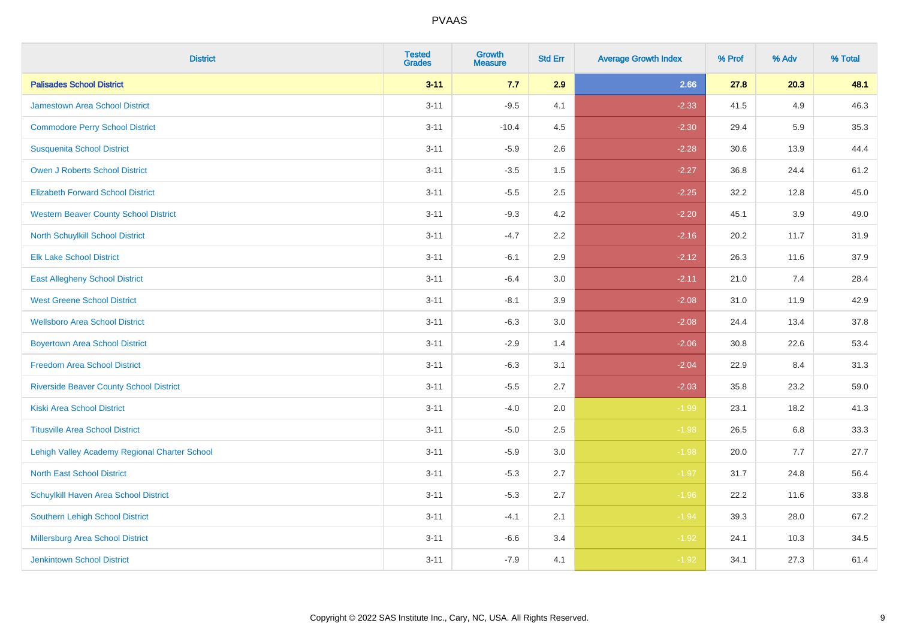# PVAAS

| District | Tested Grades | Growth Measure | Std Err | Average Growth Index | % Prof | % Adv | % Total |
|---|---|---|---|---|---|---|---|
| **Palisades School District** | **3-11** | **7.7** | **2.9** | **2.66** | **27.8** | **20.3** | **48.1** |
| Jamestown Area School District | 3-11 | -9.5 | 4.1 | -2.33 | 41.5 | 4.9 | 46.3 |
| Commodore Perry School District | 3-11 | -10.4 | 4.5 | -2.30 | 29.4 | 5.9 | 35.3 |
| Susquenita School District | 3-11 | -5.9 | 2.6 | -2.28 | 30.6 | 13.9 | 44.4 |
| Owen J Roberts School District | 3-11 | -3.5 | 1.5 | -2.27 | 36.8 | 24.4 | 61.2 |
| Elizabeth Forward School District | 3-11 | -5.5 | 2.5 | -2.25 | 32.2 | 12.8 | 45.0 |
| Western Beaver County School District | 3-11 | -9.3 | 4.2 | -2.20 | 45.1 | 3.9 | 49.0 |
| North Schuylkill School District | 3-11 | -4.7 | 2.2 | -2.16 | 20.2 | 11.7 | 31.9 |
| Elk Lake School District | 3-11 | -6.1 | 2.9 | -2.12 | 26.3 | 11.6 | 37.9 |
| East Allegheny School District | 3-11 | -6.4 | 3.0 | -2.11 | 21.0 | 7.4 | 28.4 |
| West Greene School District | 3-11 | -8.1 | 3.9 | -2.08 | 31.0 | 11.9 | 42.9 |
| Wellsboro Area School District | 3-11 | -6.3 | 3.0 | -2.08 | 24.4 | 13.4 | 37.8 |
| Boyertown Area School District | 3-11 | -2.9 | 1.4 | -2.06 | 30.8 | 22.6 | 53.4 |
| Freedom Area School District | 3-11 | -6.3 | 3.1 | -2.04 | 22.9 | 8.4 | 31.3 |
| Riverside Beaver County School District | 3-11 | -5.5 | 2.7 | -2.03 | 35.8 | 23.2 | 59.0 |
| Kiski Area School District | 3-11 | -4.0 | 2.0 | -1.99 | 23.1 | 18.2 | 41.3 |
| Titusville Area School District | 3-11 | -5.0 | 2.5 | -1.98 | 26.5 | 6.8 | 33.3 |
| Lehigh Valley Academy Regional Charter School | 3-11 | -5.9 | 3.0 | -1.98 | 20.0 | 7.7 | 27.7 |
| North East School District | 3-11 | -5.3 | 2.7 | -1.97 | 31.7 | 24.8 | 56.4 |
| Schuylkill Haven Area School District | 3-11 | -5.3 | 2.7 | -1.96 | 22.2 | 11.6 | 33.8 |
| Southern Lehigh School District | 3-11 | -4.1 | 2.1 | -1.94 | 39.3 | 28.0 | 67.2 |
| Millersburg Area School District | 3-11 | -6.6 | 3.4 | -1.92 | 24.1 | 10.3 | 34.5 |
| Jenkintown School District | 3-11 | -7.9 | 4.1 | -1.92 | 34.1 | 27.3 | 61.4 |

Copyright © 2022 SAS Institute Inc., Cary, NC, USA. All Rights Reserved.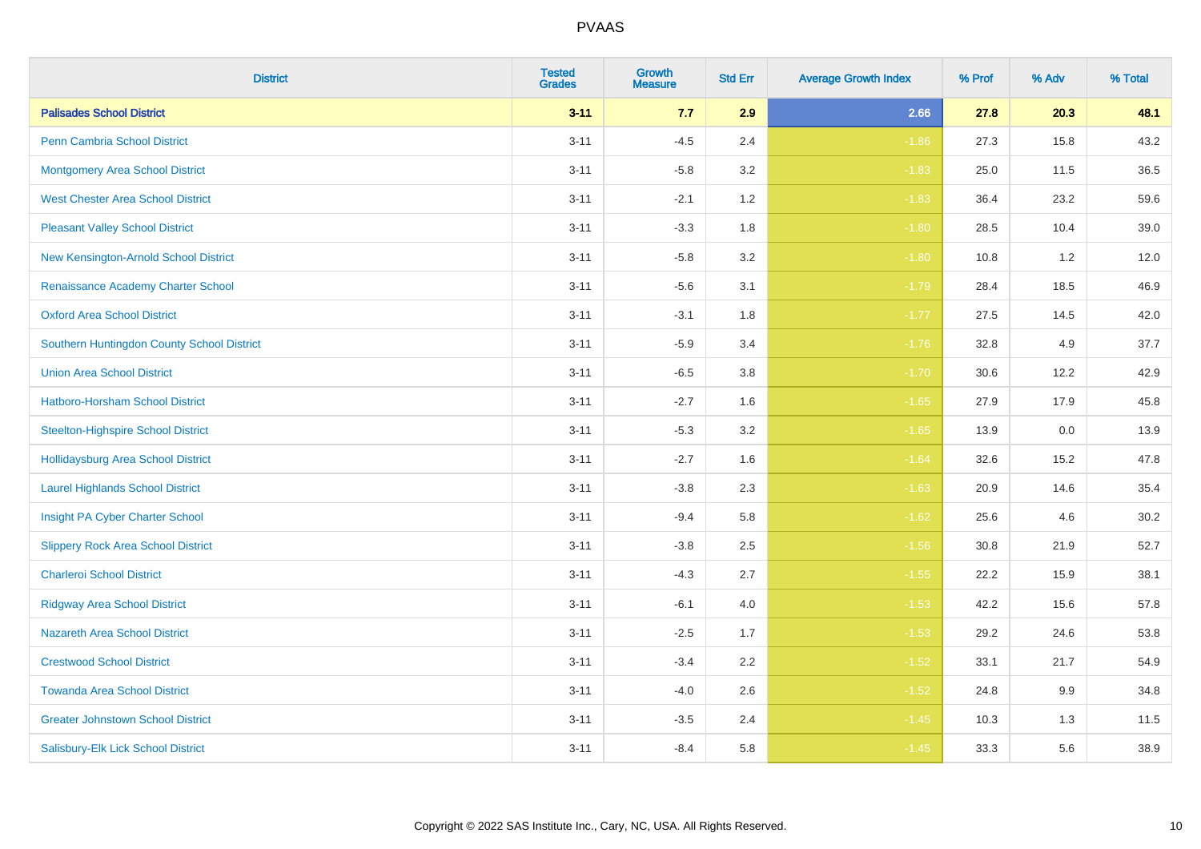| District | Tested Grades | Growth Measure | Std Err | Average Growth Index | % Prof | % Adv | % Total |
|---|---|---|---|---|---|---|---|
| **Palisades School District** | **3-11** | **7.7** | **2.9** | **2.66** | **27.8** | **20.3** | **48.1** |
| Penn Cambria School District | 3-11 | -4.5 | 2.4 | -1.86 | 27.3 | 15.8 | 43.2 |
| Montgomery Area School District | 3-11 | -5.8 | 3.2 | -1.83 | 25.0 | 11.5 | 36.5 |
| West Chester Area School District | 3-11 | -2.1 | 1.2 | -1.83 | 36.4 | 23.2 | 59.6 |
| Pleasant Valley School District | 3-11 | -3.3 | 1.8 | -1.80 | 28.5 | 10.4 | 39.0 |
| New Kensington-Arnold School District | 3-11 | -5.8 | 3.2 | -1.80 | 10.8 | 1.2 | 12.0 |
| Renaissance Academy Charter School | 3-11 | -5.6 | 3.1 | -1.79 | 28.4 | 18.5 | 46.9 |
| Oxford Area School District | 3-11 | -3.1 | 1.8 | -1.77 | 27.5 | 14.5 | 42.0 |
| Southern Huntingdon County School District | 3-11 | -5.9 | 3.4 | -1.76 | 32.8 | 4.9 | 37.7 |
| Union Area School District | 3-11 | -6.5 | 3.8 | -1.70 | 30.6 | 12.2 | 42.9 |
| Hatboro-Horsham School District | 3-11 | -2.7 | 1.6 | -1.65 | 27.9 | 17.9 | 45.8 |
| Steelton-Highspire School District | 3-11 | -5.3 | 3.2 | -1.65 | 13.9 | 0.0 | 13.9 |
| Hollidaysburg Area School District | 3-11 | -2.7 | 1.6 | -1.64 | 32.6 | 15.2 | 47.8 |
| Laurel Highlands School District | 3-11 | -3.8 | 2.3 | -1.63 | 20.9 | 14.6 | 35.4 |
| Insight PA Cyber Charter School | 3-11 | -9.4 | 5.8 | -1.62 | 25.6 | 4.6 | 30.2 |
| Slippery Rock Area School District | 3-11 | -3.8 | 2.5 | -1.56 | 30.8 | 21.9 | 52.7 |
| Charleroi School District | 3-11 | -4.3 | 2.7 | -1.55 | 22.2 | 15.9 | 38.1 |
| Ridgway Area School District | 3-11 | -6.1 | 4.0 | -1.53 | 42.2 | 15.6 | 57.8 |
| Nazareth Area School District | 3-11 | -2.5 | 1.7 | -1.53 | 29.2 | 24.6 | 53.8 |
| Crestwood School District | 3-11 | -3.4 | 2.2 | -1.52 | 33.1 | 21.7 | 54.9 |
| Towanda Area School District | 3-11 | -4.0 | 2.6 | -1.52 | 24.8 | 9.9 | 34.8 |
| Greater Johnstown School District | 3-11 | -3.5 | 2.4 | -1.45 | 10.3 | 1.3 | 11.5 |
| Salisbury-Elk Lick School District | 3-11 | -8.4 | 5.8 | -1.45 | 33.3 | 5.6 | 38.9 |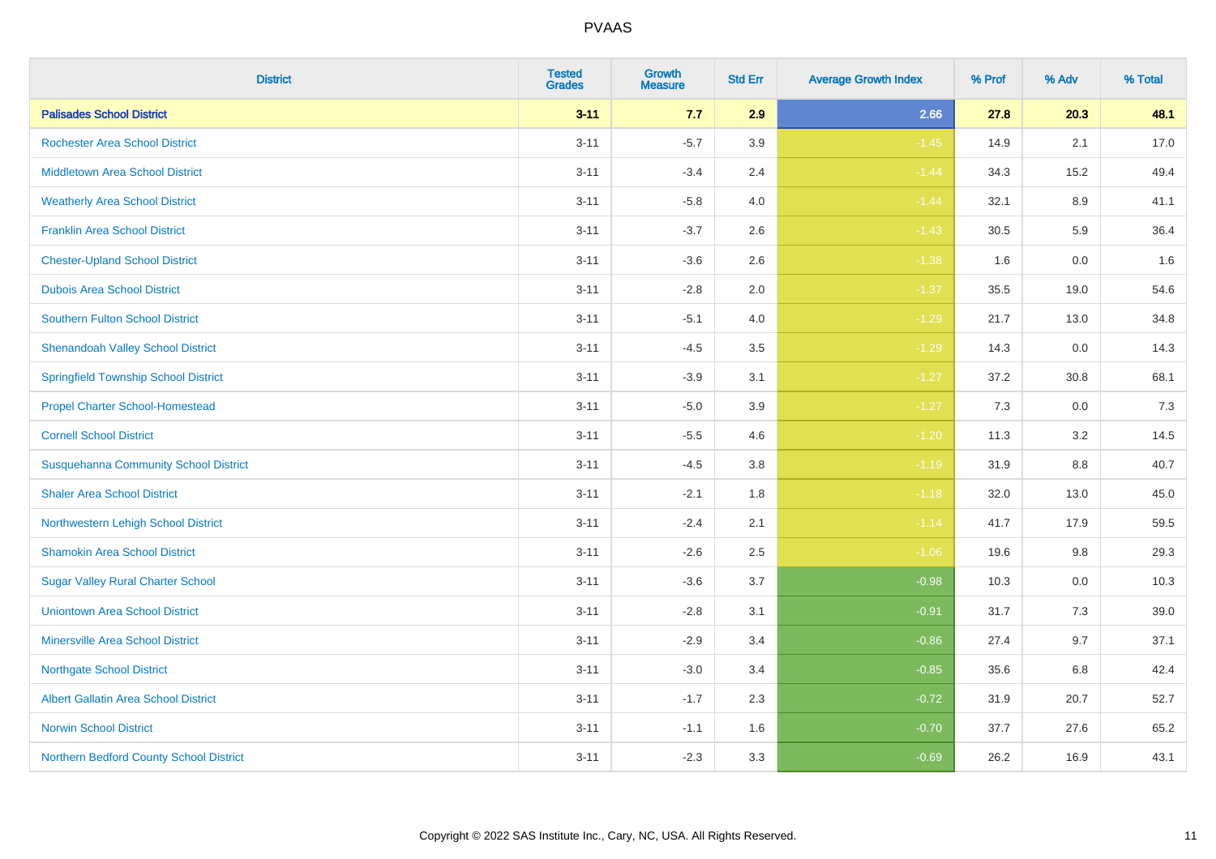# PVAAS

| District | Tested Grades | Growth Measure | Std Err | Average Growth Index | % Prof | % Adv | % Total |
|---|---|---|---|---|---|---|---|
| **Palisades School District** | **3-11** | **7.7** | **2.9** | **2.66** | **27.8** | **20.3** | **48.1** |
| Rochester Area School District | 3-11 | -5.7 | 3.9 | -1.45 | 14.9 | 2.1 | 17.0 |
| Middletown Area School District | 3-11 | -3.4 | 2.4 | -1.44 | 34.3 | 15.2 | 49.4 |
| Weatherly Area School District | 3-11 | -5.8 | 4.0 | -1.44 | 32.1 | 8.9 | 41.1 |
| Franklin Area School District | 3-11 | -3.7 | 2.6 | -1.43 | 30.5 | 5.9 | 36.4 |
| Chester-Upland School District | 3-11 | -3.6 | 2.6 | -1.38 | 1.6 | 0.0 | 1.6 |
| Dubois Area School District | 3-11 | -2.8 | 2.0 | -1.37 | 35.5 | 19.0 | 54.6 |
| Southern Fulton School District | 3-11 | -5.1 | 4.0 | -1.29 | 21.7 | 13.0 | 34.8 |
| Shenandoah Valley School District | 3-11 | -4.5 | 3.5 | -1.29 | 14.3 | 0.0 | 14.3 |
| Springfield Township School District | 3-11 | -3.9 | 3.1 | -1.27 | 37.2 | 30.8 | 68.1 |
| Propel Charter School-Homestead | 3-11 | -5.0 | 3.9 | -1.27 | 7.3 | 0.0 | 7.3 |
| Cornell School District | 3-11 | -5.5 | 4.6 | -1.20 | 11.3 | 3.2 | 14.5 |
| Susquehanna Community School District | 3-11 | -4.5 | 3.8 | -1.19 | 31.9 | 8.8 | 40.7 |
| Shaler Area School District | 3-11 | -2.1 | 1.8 | -1.18 | 32.0 | 13.0 | 45.0 |
| Northwestern Lehigh School District | 3-11 | -2.4 | 2.1 | -1.14 | 41.7 | 17.9 | 59.5 |
| Shamokin Area School District | 3-11 | -2.6 | 2.5 | -1.06 | 19.6 | 9.8 | 29.3 |
| Sugar Valley Rural Charter School | 3-11 | -3.6 | 3.7 | -0.98 | 10.3 | 0.0 | 10.3 |
| Uniontown Area School District | 3-11 | -2.8 | 3.1 | -0.91 | 31.7 | 7.3 | 39.0 |
| Minersville Area School District | 3-11 | -2.9 | 3.4 | -0.86 | 27.4 | 9.7 | 37.1 |
| Northgate School District | 3-11 | -3.0 | 3.4 | -0.85 | 35.6 | 6.8 | 42.4 |
| Albert Gallatin Area School District | 3-11 | -1.7 | 2.3 | -0.72 | 31.9 | 20.7 | 52.7 |
| Norwin School District | 3-11 | -1.1 | 1.6 | -0.70 | 37.7 | 27.6 | 65.2 |
| Northern Bedford County School District | 3-11 | -2.3 | 3.3 | -0.69 | 26.2 | 16.9 | 43.1 |

Copyright © 2022 SAS Institute Inc., Cary, NC, USA. All Rights Reserved.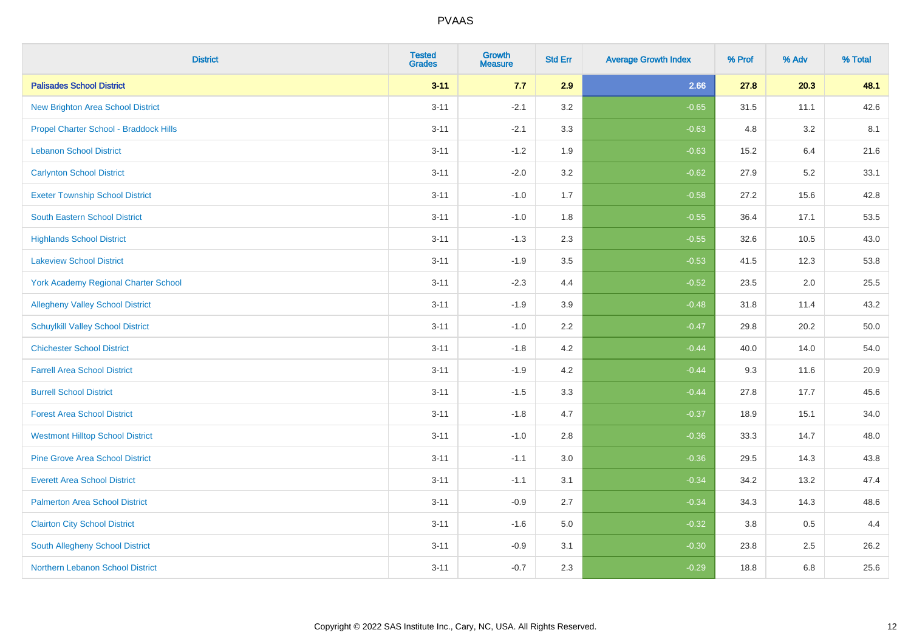| District | Tested Grades | Growth Measure | Std Err | Average Growth Index | % Prof | % Adv | % Total |
|---|---|---|---|---|---|---|---|
| **Palisades School District** | **3-11** | **7.7** | **2.9** | **2.66** | **27.8** | **20.3** | **48.1** |
| New Brighton Area School District | 3-11 | -2.1 | 3.2 | -0.65 | 31.5 | 11.1 | 42.6 |
| Propel Charter School - Braddock Hills | 3-11 | -2.1 | 3.3 | -0.63 | 4.8 | 3.2 | 8.1 |
| Lebanon School District | 3-11 | -1.2 | 1.9 | -0.63 | 15.2 | 6.4 | 21.6 |
| Carlynton School District | 3-11 | -2.0 | 3.2 | -0.62 | 27.9 | 5.2 | 33.1 |
| Exeter Township School District | 3-11 | -1.0 | 1.7 | -0.58 | 27.2 | 15.6 | 42.8 |
| South Eastern School District | 3-11 | -1.0 | 1.8 | -0.55 | 36.4 | 17.1 | 53.5 |
| Highlands School District | 3-11 | -1.3 | 2.3 | -0.55 | 32.6 | 10.5 | 43.0 |
| Lakeview School District | 3-11 | -1.9 | 3.5 | -0.53 | 41.5 | 12.3 | 53.8 |
| York Academy Regional Charter School | 3-11 | -2.3 | 4.4 | -0.52 | 23.5 | 2.0 | 25.5 |
| Allegheny Valley School District | 3-11 | -1.9 | 3.9 | -0.48 | 31.8 | 11.4 | 43.2 |
| Schuylkill Valley School District | 3-11 | -1.0 | 2.2 | -0.47 | 29.8 | 20.2 | 50.0 |
| Chichester School District | 3-11 | -1.8 | 4.2 | -0.44 | 40.0 | 14.0 | 54.0 |
| Farrell Area School District | 3-11 | -1.9 | 4.2 | -0.44 | 9.3 | 11.6 | 20.9 |
| Burrell School District | 3-11 | -1.5 | 3.3 | -0.44 | 27.8 | 17.7 | 45.6 |
| Forest Area School District | 3-11 | -1.8 | 4.7 | -0.37 | 18.9 | 15.1 | 34.0 |
| Westmont Hilltop School District | 3-11 | -1.0 | 2.8 | -0.36 | 33.3 | 14.7 | 48.0 |
| Pine Grove Area School District | 3-11 | -1.1 | 3.0 | -0.36 | 29.5 | 14.3 | 43.8 |
| Everett Area School District | 3-11 | -1.1 | 3.1 | -0.34 | 34.2 | 13.2 | 47.4 |
| Palmerton Area School District | 3-11 | -0.9 | 2.7 | -0.34 | 34.3 | 14.3 | 48.6 |
| Clairton City School District | 3-11 | -1.6 | 5.0 | -0.32 | 3.8 | 0.5 | 4.4 |
| South Allegheny School District | 3-11 | -0.9 | 3.1 | -0.30 | 23.8 | 2.5 | 26.2 |
| Northern Lebanon School District | 3-11 | -0.7 | 2.3 | -0.29 | 18.8 | 6.8 | 25.6 |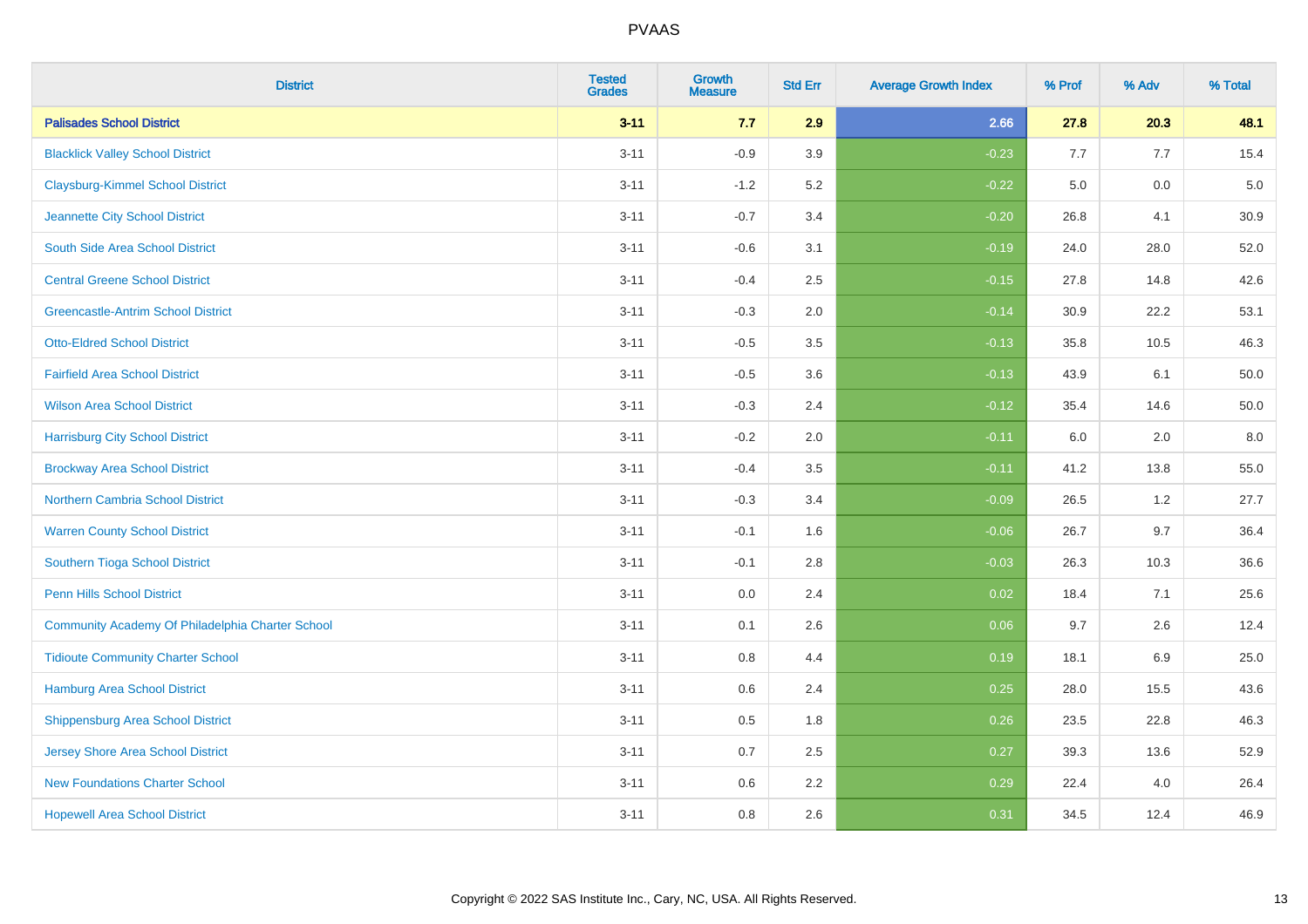| District | Tested Grades | Growth Measure | Std Err | Average Growth Index | % Prof | % Adv | % Total |
|---|---|---|---|---|---|---|---|
| **Palisades School District** | **3-11** | **7.7** | **2.9** | **2.66** | **27.8** | **20.3** | **48.1** |
| Blacklick Valley School District | 3-11 | -0.9 | 3.9 | -0.23 | 7.7 | 7.7 | 15.4 |
| Claysburg-Kimmel School District | 3-11 | -1.2 | 5.2 | -0.22 | 5.0 | 0.0 | 5.0 |
| Jeannette City School District | 3-11 | -0.7 | 3.4 | -0.20 | 26.8 | 4.1 | 30.9 |
| South Side Area School District | 3-11 | -0.6 | 3.1 | -0.19 | 24.0 | 28.0 | 52.0 |
| Central Greene School District | 3-11 | -0.4 | 2.5 | -0.15 | 27.8 | 14.8 | 42.6 |
| Greencastle-Antrim School District | 3-11 | -0.3 | 2.0 | -0.14 | 30.9 | 22.2 | 53.1 |
| Otto-Eldred School District | 3-11 | -0.5 | 3.5 | -0.13 | 35.8 | 10.5 | 46.3 |
| Fairfield Area School District | 3-11 | -0.5 | 3.6 | -0.13 | 43.9 | 6.1 | 50.0 |
| Wilson Area School District | 3-11 | -0.3 | 2.4 | -0.12 | 35.4 | 14.6 | 50.0 |
| Harrisburg City School District | 3-11 | -0.2 | 2.0 | -0.11 | 6.0 | 2.0 | 8.0 |
| Brockway Area School District | 3-11 | -0.4 | 3.5 | -0.11 | 41.2 | 13.8 | 55.0 |
| Northern Cambria School District | 3-11 | -0.3 | 3.4 | -0.09 | 26.5 | 1.2 | 27.7 |
| Warren County School District | 3-11 | -0.1 | 1.6 | -0.06 | 26.7 | 9.7 | 36.4 |
| Southern Tioga School District | 3-11 | -0.1 | 2.8 | -0.03 | 26.3 | 10.3 | 36.6 |
| Penn Hills School District | 3-11 | 0.0 | 2.4 | 0.02 | 18.4 | 7.1 | 25.6 |
| Community Academy Of Philadelphia Charter School | 3-11 | 0.1 | 2.6 | 0.06 | 9.7 | 2.6 | 12.4 |
| Tidioute Community Charter School | 3-11 | 0.8 | 4.4 | 0.19 | 18.1 | 6.9 | 25.0 |
| Hamburg Area School District | 3-11 | 0.6 | 2.4 | 0.25 | 28.0 | 15.5 | 43.6 |
| Shippensburg Area School District | 3-11 | 0.5 | 1.8 | 0.26 | 23.5 | 22.8 | 46.3 |
| Jersey Shore Area School District | 3-11 | 0.7 | 2.5 | 0.27 | 39.3 | 13.6 | 52.9 |
| New Foundations Charter School | 3-11 | 0.6 | 2.2 | 0.29 | 22.4 | 4.0 | 26.4 |
| Hopewell Area School District | 3-11 | 0.8 | 2.6 | 0.31 | 34.5 | 12.4 | 46.9 |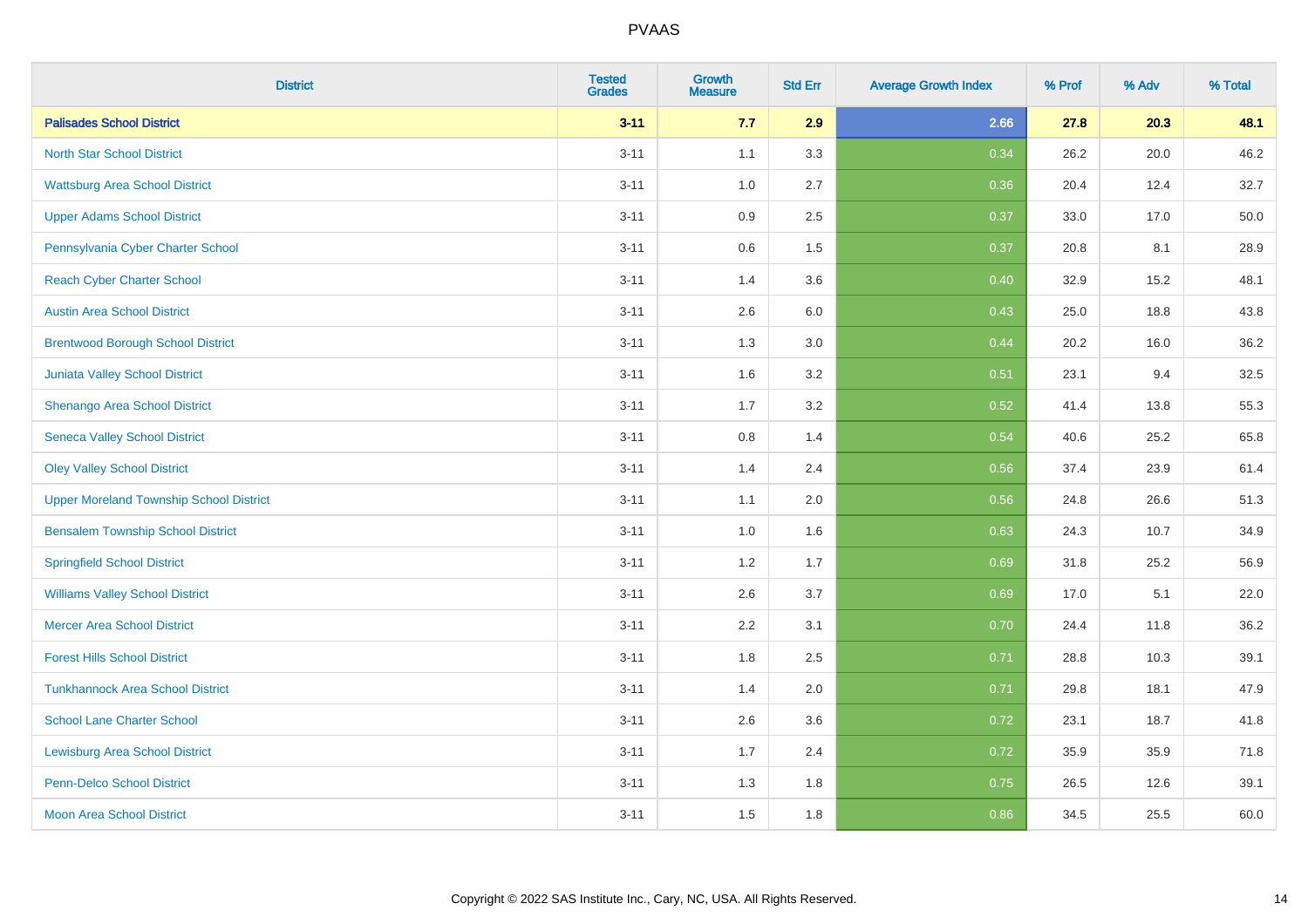| District | Tested Grades | Growth Measure | Std Err | Average Growth Index | % Prof | % Adv | % Total |
|---|---|---|---|---|---|---|---|
| **Palisades School District** | **3-11** | **7.7** | **2.9** | **2.66** | **27.8** | **20.3** | **48.1** |
| North Star School District | 3-11 | 1.1 | 3.3 | 0.34 | 26.2 | 20.0 | 46.2 |
| Wattsburg Area School District | 3-11 | 1.0 | 2.7 | 0.36 | 20.4 | 12.4 | 32.7 |
| Upper Adams School District | 3-11 | 0.9 | 2.5 | 0.37 | 33.0 | 17.0 | 50.0 |
| Pennsylvania Cyber Charter School | 3-11 | 0.6 | 1.5 | 0.37 | 20.8 | 8.1 | 28.9 |
| Reach Cyber Charter School | 3-11 | 1.4 | 3.6 | 0.40 | 32.9 | 15.2 | 48.1 |
| Austin Area School District | 3-11 | 2.6 | 6.0 | 0.43 | 25.0 | 18.8 | 43.8 |
| Brentwood Borough School District | 3-11 | 1.3 | 3.0 | 0.44 | 20.2 | 16.0 | 36.2 |
| Juniata Valley School District | 3-11 | 1.6 | 3.2 | 0.51 | 23.1 | 9.4 | 32.5 |
| Shenango Area School District | 3-11 | 1.7 | 3.2 | 0.52 | 41.4 | 13.8 | 55.3 |
| Seneca Valley School District | 3-11 | 0.8 | 1.4 | 0.54 | 40.6 | 25.2 | 65.8 |
| Oley Valley School District | 3-11 | 1.4 | 2.4 | 0.56 | 37.4 | 23.9 | 61.4 |
| Upper Moreland Township School District | 3-11 | 1.1 | 2.0 | 0.56 | 24.8 | 26.6 | 51.3 |
| Bensalem Township School District | 3-11 | 1.0 | 1.6 | 0.63 | 24.3 | 10.7 | 34.9 |
| Springfield School District | 3-11 | 1.2 | 1.7 | 0.69 | 31.8 | 25.2 | 56.9 |
| Williams Valley School District | 3-11 | 2.6 | 3.7 | 0.69 | 17.0 | 5.1 | 22.0 |
| Mercer Area School District | 3-11 | 2.2 | 3.1 | 0.70 | 24.4 | 11.8 | 36.2 |
| Forest Hills School District | 3-11 | 1.8 | 2.5 | 0.71 | 28.8 | 10.3 | 39.1 |
| Tunkhannock Area School District | 3-11 | 1.4 | 2.0 | 0.71 | 29.8 | 18.1 | 47.9 |
| School Lane Charter School | 3-11 | 2.6 | 3.6 | 0.72 | 23.1 | 18.7 | 41.8 |
| Lewisburg Area School District | 3-11 | 1.7 | 2.4 | 0.72 | 35.9 | 35.9 | 71.8 |
| Penn-Delco School District | 3-11 | 1.3 | 1.8 | 0.75 | 26.5 | 12.6 | 39.1 |
| Moon Area School District | 3-11 | 1.5 | 1.8 | 0.86 | 34.5 | 25.5 | 60.0 |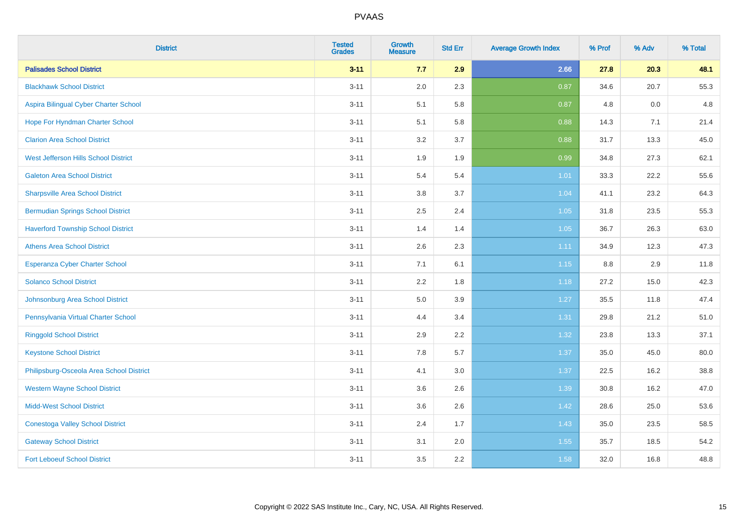# PVAAS

| District | Tested Grades | Growth Measure | Std Err | Average Growth Index | % Prof | % Adv | % Total |
|---|---|---|---|---|---|---|---|
| **Palisades School District** | **3-11** | **7.7** | **2.9** | **2.66** | **27.8** | **20.3** | **48.1** |
| Blackhawk School District | 3-11 | 2.0 | 2.3 | 0.87 | 34.6 | 20.7 | 55.3 |
| Aspira Bilingual Cyber Charter School | 3-11 | 5.1 | 5.8 | 0.87 | 4.8 | 0.0 | 4.8 |
| Hope For Hyndman Charter School | 3-11 | 5.1 | 5.8 | 0.88 | 14.3 | 7.1 | 21.4 |
| Clarion Area School District | 3-11 | 3.2 | 3.7 | 0.88 | 31.7 | 13.3 | 45.0 |
| West Jefferson Hills School District | 3-11 | 1.9 | 1.9 | 0.99 | 34.8 | 27.3 | 62.1 |
| Galeton Area School District | 3-11 | 5.4 | 5.4 | 1.01 | 33.3 | 22.2 | 55.6 |
| Sharpsville Area School District | 3-11 | 3.8 | 3.7 | 1.04 | 41.1 | 23.2 | 64.3 |
| Bermudian Springs School District | 3-11 | 2.5 | 2.4 | 1.05 | 31.8 | 23.5 | 55.3 |
| Haverford Township School District | 3-11 | 1.4 | 1.4 | 1.05 | 36.7 | 26.3 | 63.0 |
| Athens Area School District | 3-11 | 2.6 | 2.3 | 1.11 | 34.9 | 12.3 | 47.3 |
| Esperanza Cyber Charter School | 3-11 | 7.1 | 6.1 | 1.15 | 8.8 | 2.9 | 11.8 |
| Solanco School District | 3-11 | 2.2 | 1.8 | 1.18 | 27.2 | 15.0 | 42.3 |
| Johnsonburg Area School District | 3-11 | 5.0 | 3.9 | 1.27 | 35.5 | 11.8 | 47.4 |
| Pennsylvania Virtual Charter School | 3-11 | 4.4 | 3.4 | 1.31 | 29.8 | 21.2 | 51.0 |
| Ringgold School District | 3-11 | 2.9 | 2.2 | 1.32 | 23.8 | 13.3 | 37.1 |
| Keystone School District | 3-11 | 7.8 | 5.7 | 1.37 | 35.0 | 45.0 | 80.0 |
| Philipsburg-Osceola Area School District | 3-11 | 4.1 | 3.0 | 1.37 | 22.5 | 16.2 | 38.8 |
| Western Wayne School District | 3-11 | 3.6 | 2.6 | 1.39 | 30.8 | 16.2 | 47.0 |
| Midd-West School District | 3-11 | 3.6 | 2.6 | 1.42 | 28.6 | 25.0 | 53.6 |
| Conestoga Valley School District | 3-11 | 2.4 | 1.7 | 1.43 | 35.0 | 23.5 | 58.5 |
| Gateway School District | 3-11 | 3.1 | 2.0 | 1.55 | 35.7 | 18.5 | 54.2 |
| Fort Leboeuf School District | 3-11 | 3.5 | 2.2 | 1.58 | 32.0 | 16.8 | 48.8 |

Copyright © 2022 SAS Institute Inc., Cary, NC, USA. All Rights Reserved.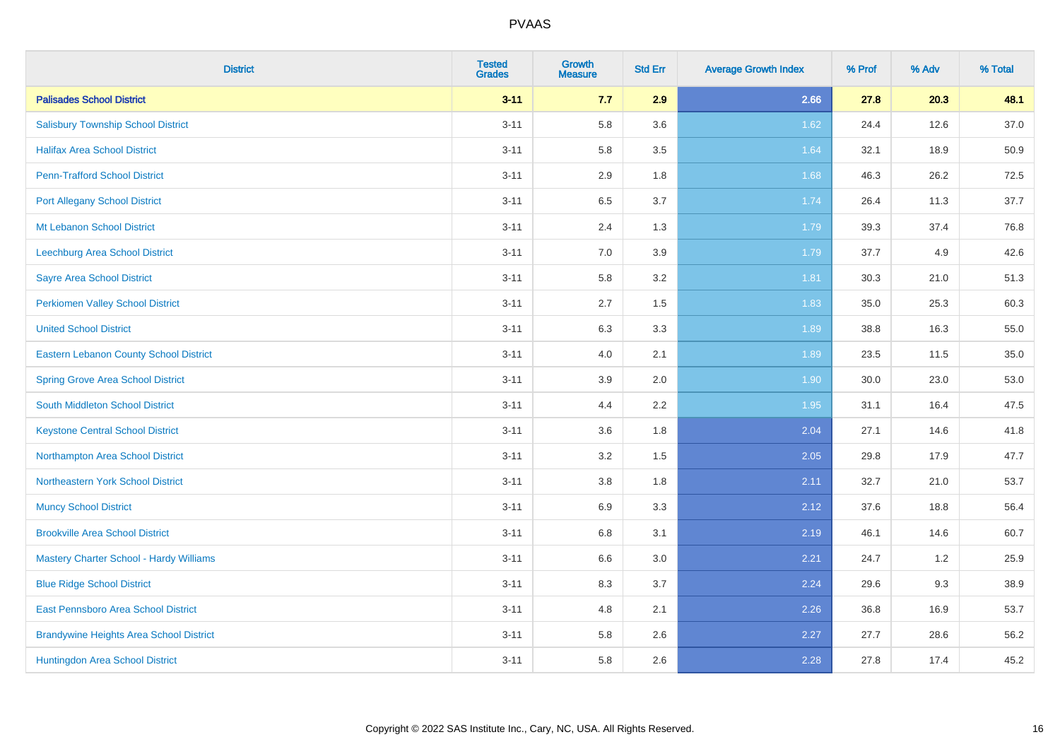| District | Tested Grades | Growth Measure | Std Err | Average Growth Index | % Prof | % Adv | % Total |
|---|---|---|---|---|---|---|---|
| **Palisades School District** | **3-11** | **7.7** | **2.9** | **2.66** | **27.8** | **20.3** | **48.1** |
| Salisbury Township School District | 3-11 | 5.8 | 3.6 | 1.62 | 24.4 | 12.6 | 37.0 |
| Halifax Area School District | 3-11 | 5.8 | 3.5 | 1.64 | 32.1 | 18.9 | 50.9 |
| Penn-Trafford School District | 3-11 | 2.9 | 1.8 | 1.68 | 46.3 | 26.2 | 72.5 |
| Port Allegany School District | 3-11 | 6.5 | 3.7 | 1.74 | 26.4 | 11.3 | 37.7 |
| Mt Lebanon School District | 3-11 | 2.4 | 1.3 | 1.79 | 39.3 | 37.4 | 76.8 |
| Leechburg Area School District | 3-11 | 7.0 | 3.9 | 1.79 | 37.7 | 4.9 | 42.6 |
| Sayre Area School District | 3-11 | 5.8 | 3.2 | 1.81 | 30.3 | 21.0 | 51.3 |
| Perkiomen Valley School District | 3-11 | 2.7 | 1.5 | 1.83 | 35.0 | 25.3 | 60.3 |
| United School District | 3-11 | 6.3 | 3.3 | 1.89 | 38.8 | 16.3 | 55.0 |
| Eastern Lebanon County School District | 3-11 | 4.0 | 2.1 | 1.89 | 23.5 | 11.5 | 35.0 |
| Spring Grove Area School District | 3-11 | 3.9 | 2.0 | 1.90 | 30.0 | 23.0 | 53.0 |
| South Middleton School District | 3-11 | 4.4 | 2.2 | 1.95 | 31.1 | 16.4 | 47.5 |
| Keystone Central School District | 3-11 | 3.6 | 1.8 | 2.04 | 27.1 | 14.6 | 41.8 |
| Northampton Area School District | 3-11 | 3.2 | 1.5 | 2.05 | 29.8 | 17.9 | 47.7 |
| Northeastern York School District | 3-11 | 3.8 | 1.8 | 2.11 | 32.7 | 21.0 | 53.7 |
| Muncy School District | 3-11 | 6.9 | 3.3 | 2.12 | 37.6 | 18.8 | 56.4 |
| Brookville Area School District | 3-11 | 6.8 | 3.1 | 2.19 | 46.1 | 14.6 | 60.7 |
| Mastery Charter School - Hardy Williams | 3-11 | 6.6 | 3.0 | 2.21 | 24.7 | 1.2 | 25.9 |
| Blue Ridge School District | 3-11 | 8.3 | 3.7 | 2.24 | 29.6 | 9.3 | 38.9 |
| East Pennsboro Area School District | 3-11 | 4.8 | 2.1 | 2.26 | 36.8 | 16.9 | 53.7 |
| Brandywine Heights Area School District | 3-11 | 5.8 | 2.6 | 2.27 | 27.7 | 28.6 | 56.2 |
| Huntingdon Area School District | 3-11 | 5.8 | 2.6 | 2.28 | 27.8 | 17.4 | 45.2 |

Copyright © 2022 SAS Institute Inc., Cary, NC, USA. All Rights Reserved.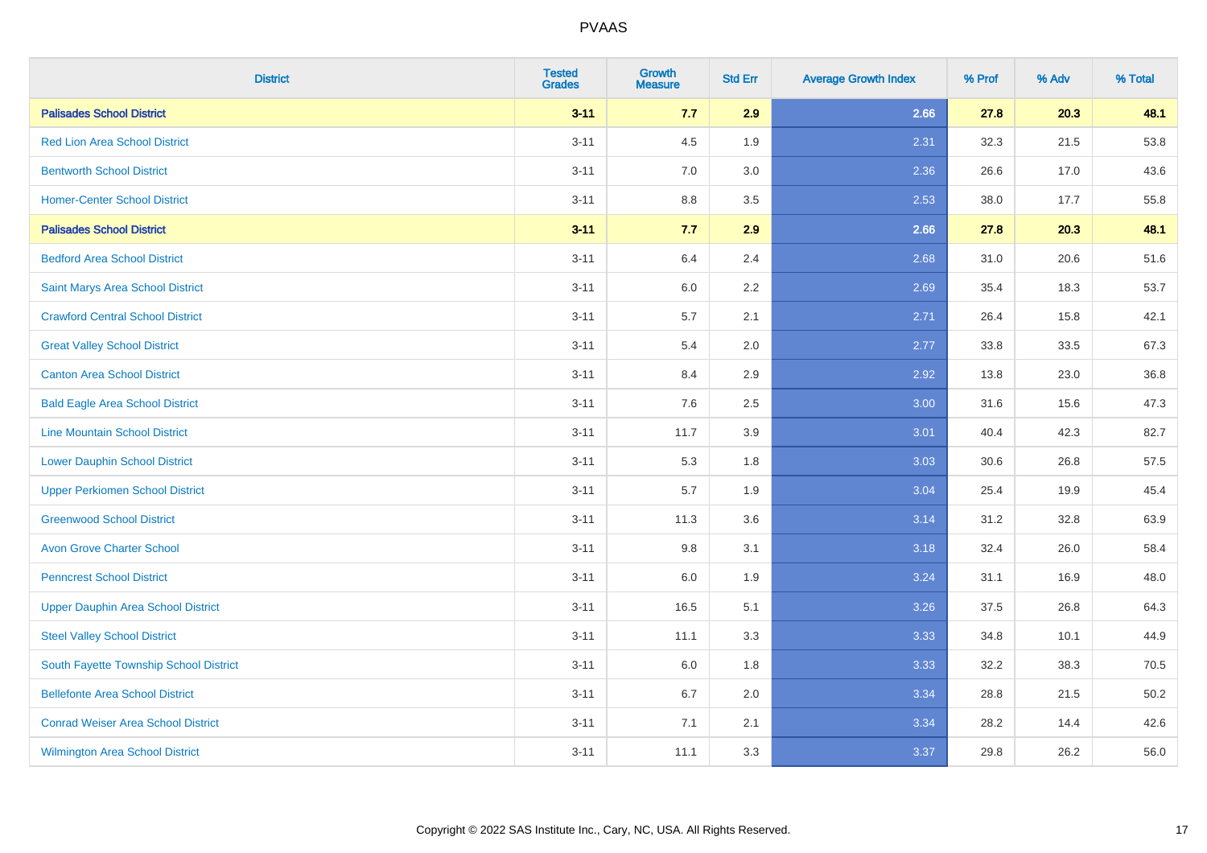# PVAAS

| District | Tested Grades | Growth Measure | Std Err | Average Growth Index | % Prof | % Adv | % Total |
|---|---|---|---|---|---|---|---|
| **Palisades School District** | **3-11** | **7.7** | **2.9** | **2.66** | **27.8** | **20.3** | **48.1** |
| Red Lion Area School District | 3-11 | 4.5 | 1.9 | 2.31 | 32.3 | 21.5 | 53.8 |
| Bentworth School District | 3-11 | 7.0 | 3.0 | 2.36 | 26.6 | 17.0 | 43.6 |
| Homer-Center School District | 3-11 | 8.8 | 3.5 | 2.53 | 38.0 | 17.7 | 55.8 |
| **Palisades School District** | **3-11** | **7.7** | **2.9** | **2.66** | **27.8** | **20.3** | **48.1** |
| Bedford Area School District | 3-11 | 6.4 | 2.4 | 2.68 | 31.0 | 20.6 | 51.6 |
| Saint Marys Area School District | 3-11 | 6.0 | 2.2 | 2.69 | 35.4 | 18.3 | 53.7 |
| Crawford Central School District | 3-11 | 5.7 | 2.1 | 2.71 | 26.4 | 15.8 | 42.1 |
| Great Valley School District | 3-11 | 5.4 | 2.0 | 2.77 | 33.8 | 33.5 | 67.3 |
| Canton Area School District | 3-11 | 8.4 | 2.9 | 2.92 | 13.8 | 23.0 | 36.8 |
| Bald Eagle Area School District | 3-11 | 7.6 | 2.5 | 3.00 | 31.6 | 15.6 | 47.3 |
| Line Mountain School District | 3-11 | 11.7 | 3.9 | 3.01 | 40.4 | 42.3 | 82.7 |
| Lower Dauphin School District | 3-11 | 5.3 | 1.8 | 3.03 | 30.6 | 26.8 | 57.5 |
| Upper Perkiomen School District | 3-11 | 5.7 | 1.9 | 3.04 | 25.4 | 19.9 | 45.4 |
| Greenwood School District | 3-11 | 11.3 | 3.6 | 3.14 | 31.2 | 32.8 | 63.9 |
| Avon Grove Charter School | 3-11 | 9.8 | 3.1 | 3.18 | 32.4 | 26.0 | 58.4 |
| Penncrest School District | 3-11 | 6.0 | 1.9 | 3.24 | 31.1 | 16.9 | 48.0 |
| Upper Dauphin Area School District | 3-11 | 16.5 | 5.1 | 3.26 | 37.5 | 26.8 | 64.3 |
| Steel Valley School District | 3-11 | 11.1 | 3.3 | 3.33 | 34.8 | 10.1 | 44.9 |
| South Fayette Township School District | 3-11 | 6.0 | 1.8 | 3.33 | 32.2 | 38.3 | 70.5 |
| Bellefonte Area School District | 3-11 | 6.7 | 2.0 | 3.34 | 28.8 | 21.5 | 50.2 |
| Conrad Weiser Area School District | 3-11 | 7.1 | 2.1 | 3.34 | 28.2 | 14.4 | 42.6 |
| Wilmington Area School District | 3-11 | 11.1 | 3.3 | 3.37 | 29.8 | 26.2 | 56.0 |

Copyright © 2022 SAS Institute Inc., Cary, NC, USA. All Rights Reserved.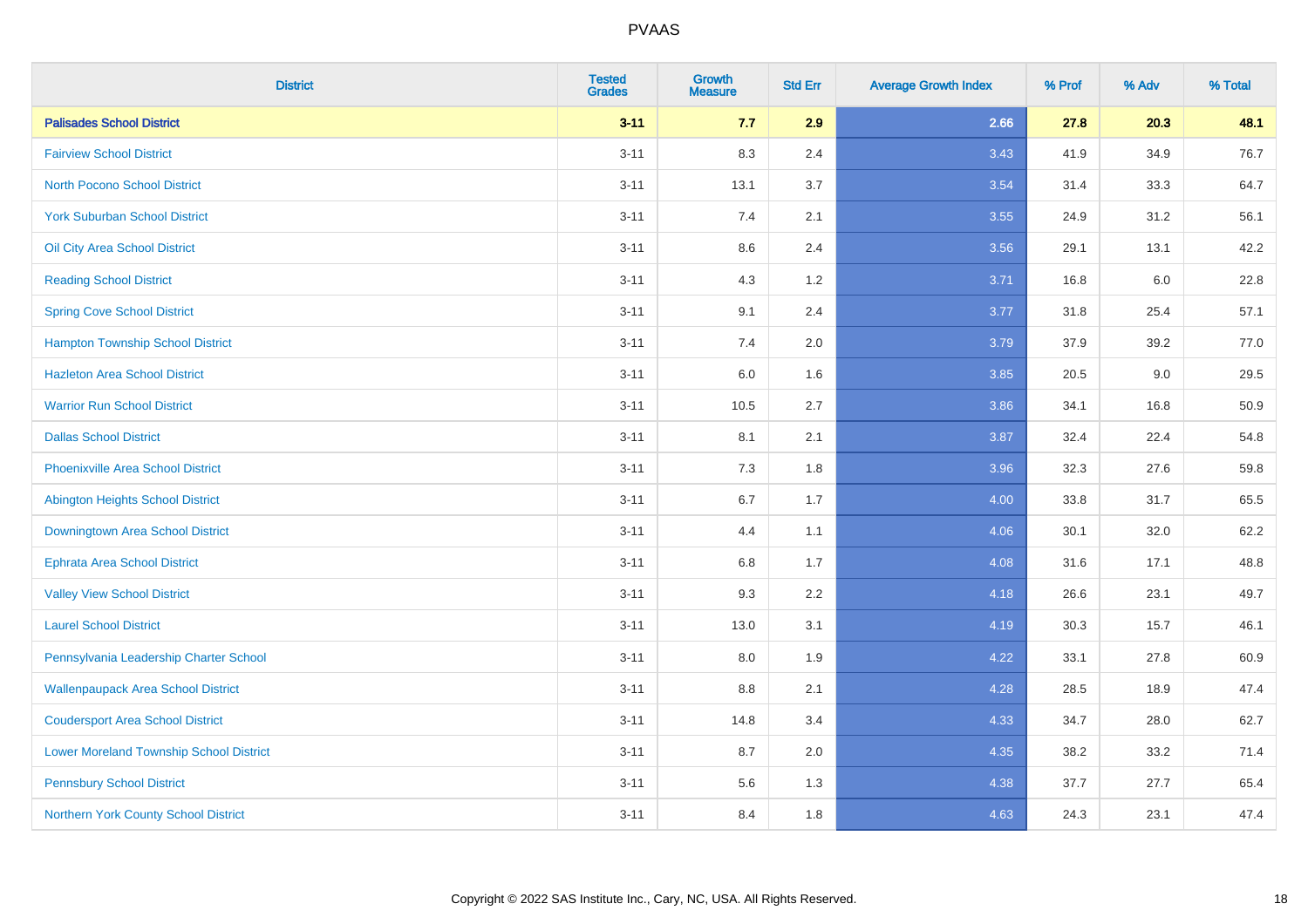# PVAAS

| District | Tested Grades | Growth Measure | Std Err | Average Growth Index | % Prof | % Adv | % Total |
|---|---|---|---|---|---|---|---|
| **Palisades School District** | **3-11** | **7.7** | **2.9** | **2.66** | **27.8** | **20.3** | **48.1** |
| Fairview School District | 3-11 | 8.3 | 2.4 | 3.43 | 41.9 | 34.9 | 76.7 |
| North Pocono School District | 3-11 | 13.1 | 3.7 | 3.54 | 31.4 | 33.3 | 64.7 |
| York Suburban School District | 3-11 | 7.4 | 2.1 | 3.55 | 24.9 | 31.2 | 56.1 |
| Oil City Area School District | 3-11 | 8.6 | 2.4 | 3.56 | 29.1 | 13.1 | 42.2 |
| Reading School District | 3-11 | 4.3 | 1.2 | 3.71 | 16.8 | 6.0 | 22.8 |
| Spring Cove School District | 3-11 | 9.1 | 2.4 | 3.77 | 31.8 | 25.4 | 57.1 |
| Hampton Township School District | 3-11 | 7.4 | 2.0 | 3.79 | 37.9 | 39.2 | 77.0 |
| Hazleton Area School District | 3-11 | 6.0 | 1.6 | 3.85 | 20.5 | 9.0 | 29.5 |
| Warrior Run School District | 3-11 | 10.5 | 2.7 | 3.86 | 34.1 | 16.8 | 50.9 |
| Dallas School District | 3-11 | 8.1 | 2.1 | 3.87 | 32.4 | 22.4 | 54.8 |
| Phoenixville Area School District | 3-11 | 7.3 | 1.8 | 3.96 | 32.3 | 27.6 | 59.8 |
| Abington Heights School District | 3-11 | 6.7 | 1.7 | 4.00 | 33.8 | 31.7 | 65.5 |
| Downingtown Area School District | 3-11 | 4.4 | 1.1 | 4.06 | 30.1 | 32.0 | 62.2 |
| Ephrata Area School District | 3-11 | 6.8 | 1.7 | 4.08 | 31.6 | 17.1 | 48.8 |
| Valley View School District | 3-11 | 9.3 | 2.2 | 4.18 | 26.6 | 23.1 | 49.7 |
| Laurel School District | 3-11 | 13.0 | 3.1 | 4.19 | 30.3 | 15.7 | 46.1 |
| Pennsylvania Leadership Charter School | 3-11 | 8.0 | 1.9 | 4.22 | 33.1 | 27.8 | 60.9 |
| Wallenpaupack Area School District | 3-11 | 8.8 | 2.1 | 4.28 | 28.5 | 18.9 | 47.4 |
| Coudersport Area School District | 3-11 | 14.8 | 3.4 | 4.33 | 34.7 | 28.0 | 62.7 |
| Lower Moreland Township School District | 3-11 | 8.7 | 2.0 | 4.35 | 38.2 | 33.2 | 71.4 |
| Pennsbury School District | 3-11 | 5.6 | 1.3 | 4.38 | 37.7 | 27.7 | 65.4 |
| Northern York County School District | 3-11 | 8.4 | 1.8 | 4.63 | 24.3 | 23.1 | 47.4 |

Copyright © 2022 SAS Institute Inc., Cary, NC, USA. All Rights Reserved.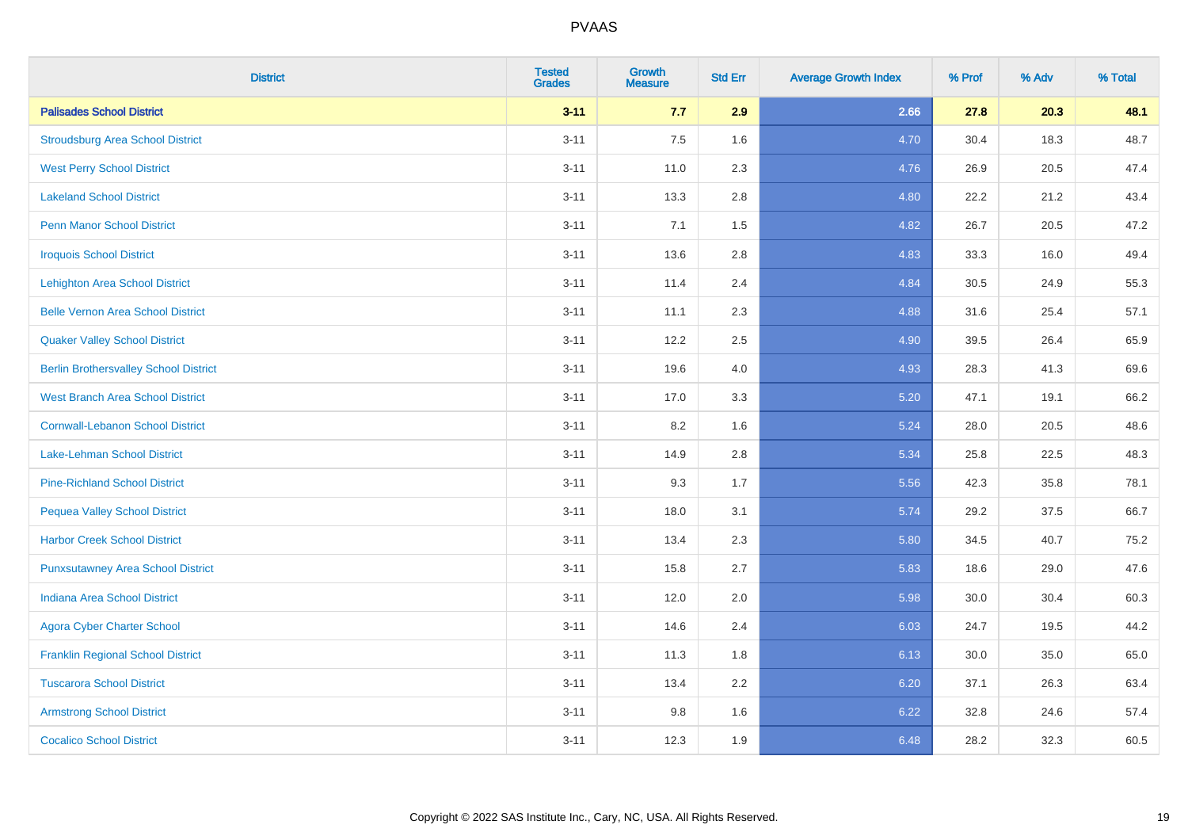# PVAAS

| District | Tested Grades | Growth Measure | Std Err | Average Growth Index | % Prof | % Adv | % Total |
|---|---|---|---|---|---|---|---|
| **Palisades School District** | **3-11** | **7.7** | **2.9** | **2.66** | **27.8** | **20.3** | **48.1** |
| Stroudsburg Area School District | 3-11 | 7.5 | 1.6 | 4.70 | 30.4 | 18.3 | 48.7 |
| West Perry School District | 3-11 | 11.0 | 2.3 | 4.76 | 26.9 | 20.5 | 47.4 |
| Lakeland School District | 3-11 | 13.3 | 2.8 | 4.80 | 22.2 | 21.2 | 43.4 |
| Penn Manor School District | 3-11 | 7.1 | 1.5 | 4.82 | 26.7 | 20.5 | 47.2 |
| Iroquois School District | 3-11 | 13.6 | 2.8 | 4.83 | 33.3 | 16.0 | 49.4 |
| Lehighton Area School District | 3-11 | 11.4 | 2.4 | 4.84 | 30.5 | 24.9 | 55.3 |
| Belle Vernon Area School District | 3-11 | 11.1 | 2.3 | 4.88 | 31.6 | 25.4 | 57.1 |
| Quaker Valley School District | 3-11 | 12.2 | 2.5 | 4.90 | 39.5 | 26.4 | 65.9 |
| Berlin Brothersvalley School District | 3-11 | 19.6 | 4.0 | 4.93 | 28.3 | 41.3 | 69.6 |
| West Branch Area School District | 3-11 | 17.0 | 3.3 | 5.20 | 47.1 | 19.1 | 66.2 |
| Cornwall-Lebanon School District | 3-11 | 8.2 | 1.6 | 5.24 | 28.0 | 20.5 | 48.6 |
| Lake-Lehman School District | 3-11 | 14.9 | 2.8 | 5.34 | 25.8 | 22.5 | 48.3 |
| Pine-Richland School District | 3-11 | 9.3 | 1.7 | 5.56 | 42.3 | 35.8 | 78.1 |
| Pequea Valley School District | 3-11 | 18.0 | 3.1 | 5.74 | 29.2 | 37.5 | 66.7 |
| Harbor Creek School District | 3-11 | 13.4 | 2.3 | 5.80 | 34.5 | 40.7 | 75.2 |
| Punxsutawney Area School District | 3-11 | 15.8 | 2.7 | 5.83 | 18.6 | 29.0 | 47.6 |
| Indiana Area School District | 3-11 | 12.0 | 2.0 | 5.98 | 30.0 | 30.4 | 60.3 |
| Agora Cyber Charter School | 3-11 | 14.6 | 2.4 | 6.03 | 24.7 | 19.5 | 44.2 |
| Franklin Regional School District | 3-11 | 11.3 | 1.8 | 6.13 | 30.0 | 35.0 | 65.0 |
| Tuscarora School District | 3-11 | 13.4 | 2.2 | 6.20 | 37.1 | 26.3 | 63.4 |
| Armstrong School District | 3-11 | 9.8 | 1.6 | 6.22 | 32.8 | 24.6 | 57.4 |
| Cocalico School District | 3-11 | 12.3 | 1.9 | 6.48 | 28.2 | 32.3 | 60.5 |

Copyright © 2022 SAS Institute Inc., Cary, NC, USA. All Rights Reserved.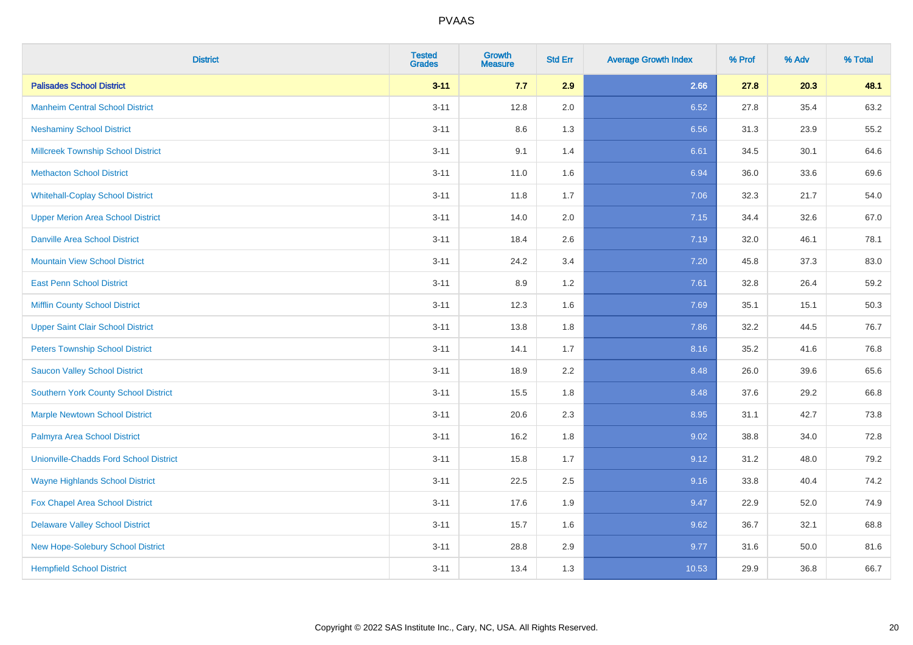| District | Tested Grades | Growth Measure | Std Err | Average Growth Index | % Prof | % Adv | % Total |
|---|---|---|---|---|---|---|---|
| **Palisades School District** | **3-11** | **7.7** | **2.9** | **2.66** | **27.8** | **20.3** | **48.1** |
| Manheim Central School District | 3-11 | 12.8 | 2.0 | 6.52 | 27.8 | 35.4 | 63.2 |
| Neshaminy School District | 3-11 | 8.6 | 1.3 | 6.56 | 31.3 | 23.9 | 55.2 |
| Millcreek Township School District | 3-11 | 9.1 | 1.4 | 6.61 | 34.5 | 30.1 | 64.6 |
| Methacton School District | 3-11 | 11.0 | 1.6 | 6.94 | 36.0 | 33.6 | 69.6 |
| Whitehall-Coplay School District | 3-11 | 11.8 | 1.7 | 7.06 | 32.3 | 21.7 | 54.0 |
| Upper Merion Area School District | 3-11 | 14.0 | 2.0 | 7.15 | 34.4 | 32.6 | 67.0 |
| Danville Area School District | 3-11 | 18.4 | 2.6 | 7.19 | 32.0 | 46.1 | 78.1 |
| Mountain View School District | 3-11 | 24.2 | 3.4 | 7.20 | 45.8 | 37.3 | 83.0 |
| East Penn School District | 3-11 | 8.9 | 1.2 | 7.61 | 32.8 | 26.4 | 59.2 |
| Mifflin County School District | 3-11 | 12.3 | 1.6 | 7.69 | 35.1 | 15.1 | 50.3 |
| Upper Saint Clair School District | 3-11 | 13.8 | 1.8 | 7.86 | 32.2 | 44.5 | 76.7 |
| Peters Township School District | 3-11 | 14.1 | 1.7 | 8.16 | 35.2 | 41.6 | 76.8 |
| Saucon Valley School District | 3-11 | 18.9 | 2.2 | 8.48 | 26.0 | 39.6 | 65.6 |
| Southern York County School District | 3-11 | 15.5 | 1.8 | 8.48 | 37.6 | 29.2 | 66.8 |
| Marple Newtown School District | 3-11 | 20.6 | 2.3 | 8.95 | 31.1 | 42.7 | 73.8 |
| Palmyra Area School District | 3-11 | 16.2 | 1.8 | 9.02 | 38.8 | 34.0 | 72.8 |
| Unionville-Chadds Ford School District | 3-11 | 15.8 | 1.7 | 9.12 | 31.2 | 48.0 | 79.2 |
| Wayne Highlands School District | 3-11 | 22.5 | 2.5 | 9.16 | 33.8 | 40.4 | 74.2 |
| Fox Chapel Area School District | 3-11 | 17.6 | 1.9 | 9.47 | 22.9 | 52.0 | 74.9 |
| Delaware Valley School District | 3-11 | 15.7 | 1.6 | 9.62 | 36.7 | 32.1 | 68.8 |
| New Hope-Solebury School District | 3-11 | 28.8 | 2.9 | 9.77 | 31.6 | 50.0 | 81.6 |
| Hempfield School District | 3-11 | 13.4 | 1.3 | 10.53 | 29.9 | 36.8 | 66.7 |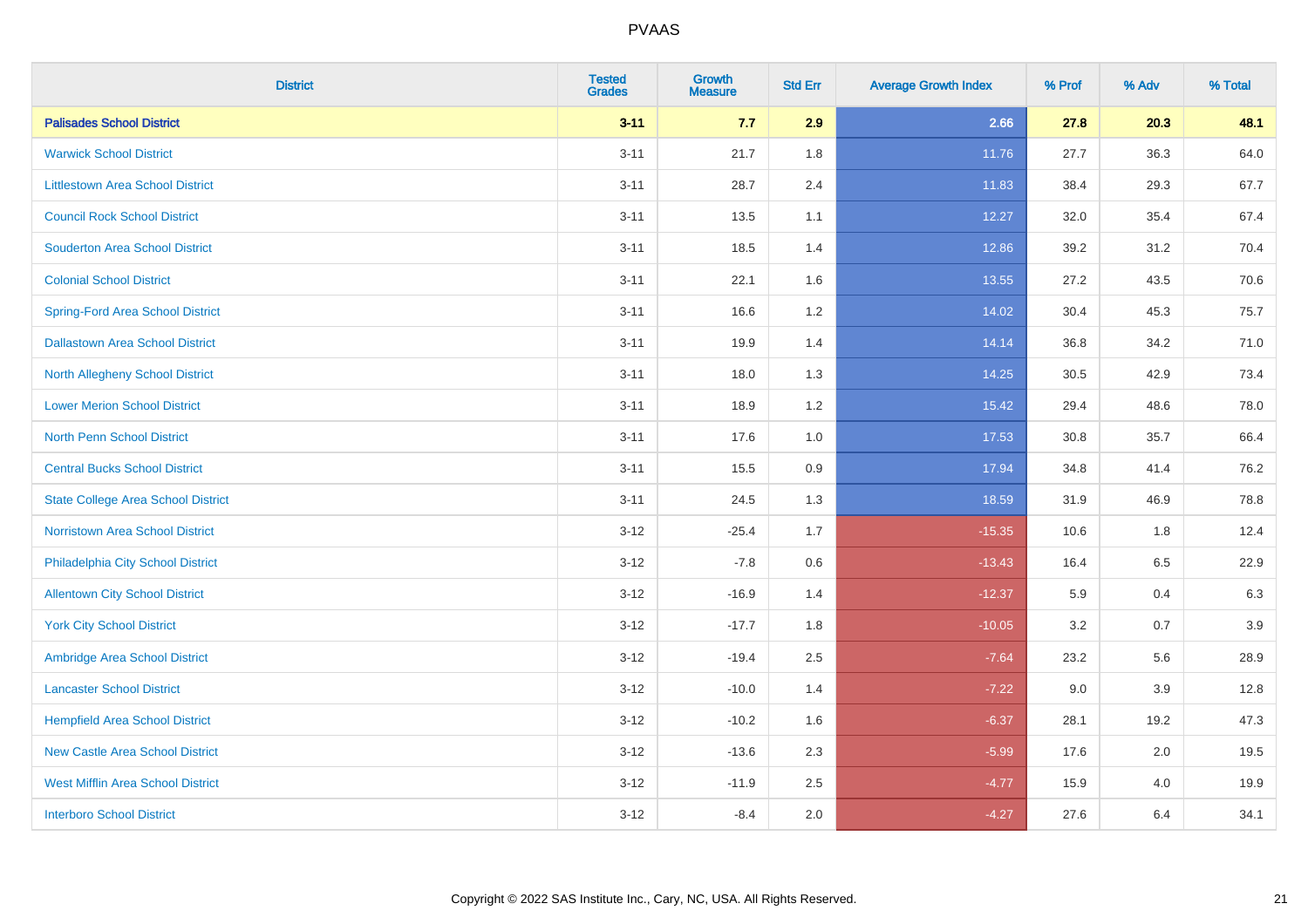# PVAAS

| District | Tested Grades | Growth Measure | Std Err | Average Growth Index | % Prof | % Adv | % Total |
|---|---|---|---|---|---|---|---|
| **Palisades School District** | **3-11** | **7.7** | **2.9** | **2.66** | **27.8** | **20.3** | **48.1** |
| Warwick School District | 3-11 | 21.7 | 1.8 | 11.76 | 27.7 | 36.3 | 64.0 |
| Littlestown Area School District | 3-11 | 28.7 | 2.4 | 11.83 | 38.4 | 29.3 | 67.7 |
| Council Rock School District | 3-11 | 13.5 | 1.1 | 12.27 | 32.0 | 35.4 | 67.4 |
| Souderton Area School District | 3-11 | 18.5 | 1.4 | 12.86 | 39.2 | 31.2 | 70.4 |
| Colonial School District | 3-11 | 22.1 | 1.6 | 13.55 | 27.2 | 43.5 | 70.6 |
| Spring-Ford Area School District | 3-11 | 16.6 | 1.2 | 14.02 | 30.4 | 45.3 | 75.7 |
| Dallastown Area School District | 3-11 | 19.9 | 1.4 | 14.14 | 36.8 | 34.2 | 71.0 |
| North Allegheny School District | 3-11 | 18.0 | 1.3 | 14.25 | 30.5 | 42.9 | 73.4 |
| Lower Merion School District | 3-11 | 18.9 | 1.2 | 15.42 | 29.4 | 48.6 | 78.0 |
| North Penn School District | 3-11 | 17.6 | 1.0 | 17.53 | 30.8 | 35.7 | 66.4 |
| Central Bucks School District | 3-11 | 15.5 | 0.9 | 17.94 | 34.8 | 41.4 | 76.2 |
| State College Area School District | 3-11 | 24.5 | 1.3 | 18.59 | 31.9 | 46.9 | 78.8 |
| Norristown Area School District | 3-12 | -25.4 | 1.7 | -15.35 | 10.6 | 1.8 | 12.4 |
| Philadelphia City School District | 3-12 | -7.8 | 0.6 | -13.43 | 16.4 | 6.5 | 22.9 |
| Allentown City School District | 3-12 | -16.9 | 1.4 | -12.37 | 5.9 | 0.4 | 6.3 |
| York City School District | 3-12 | -17.7 | 1.8 | -10.05 | 3.2 | 0.7 | 3.9 |
| Ambridge Area School District | 3-12 | -19.4 | 2.5 | -7.64 | 23.2 | 5.6 | 28.9 |
| Lancaster School District | 3-12 | -10.0 | 1.4 | -7.22 | 9.0 | 3.9 | 12.8 |
| Hempfield Area School District | 3-12 | -10.2 | 1.6 | -6.37 | 28.1 | 19.2 | 47.3 |
| New Castle Area School District | 3-12 | -13.6 | 2.3 | -5.99 | 17.6 | 2.0 | 19.5 |
| West Mifflin Area School District | 3-12 | -11.9 | 2.5 | -4.77 | 15.9 | 4.0 | 19.9 |
| Interboro School District | 3-12 | -8.4 | 2.0 | -4.27 | 27.6 | 6.4 | 34.1 |

Copyright © 2022 SAS Institute Inc., Cary, NC, USA. All Rights Reserved.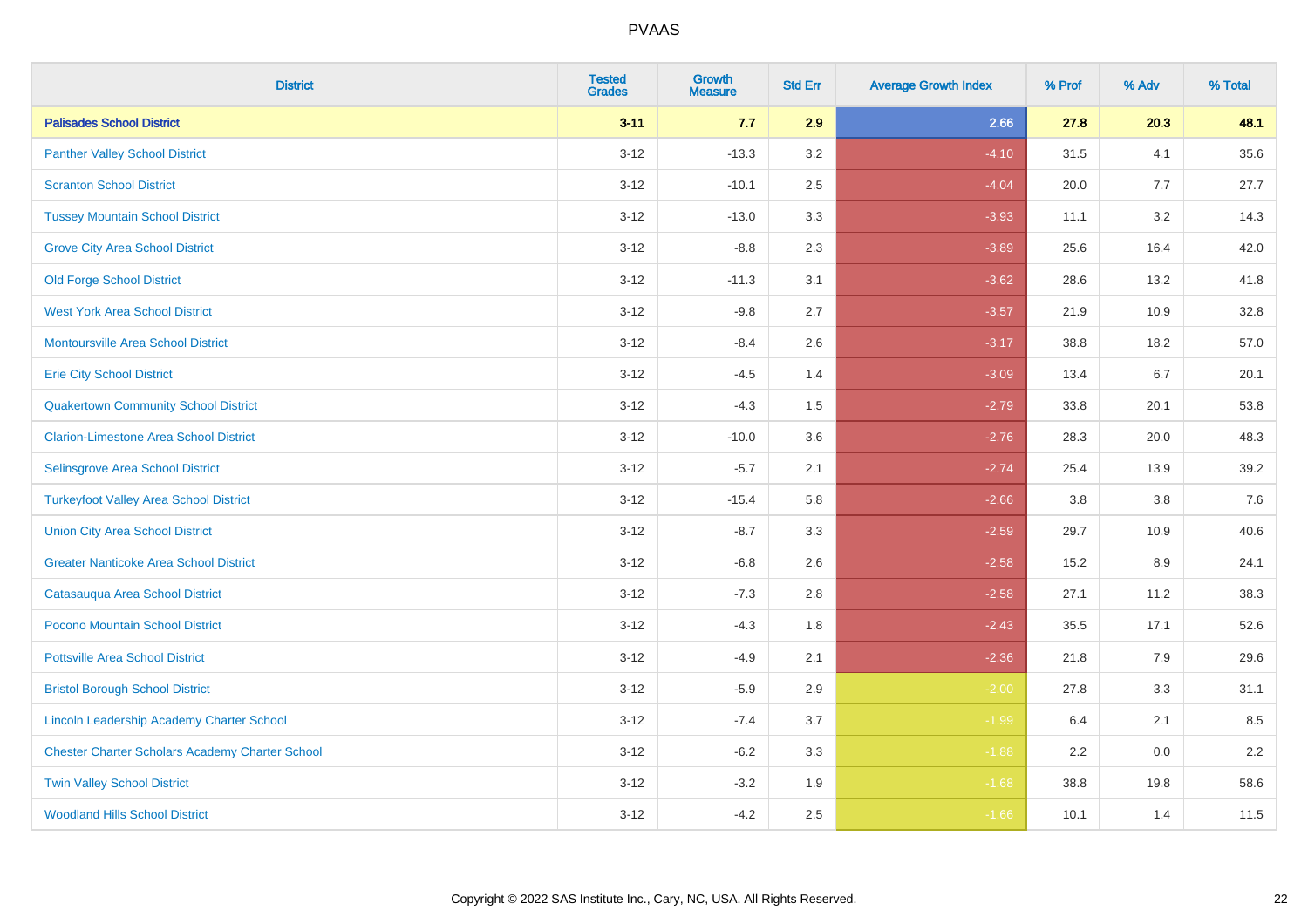# PVAAS

| District | Tested Grades | Growth Measure | Std Err | Average Growth Index | % Prof | % Adv | % Total |
|---|---|---|---|---|---|---|---|
| **Palisades School District** | **3-11** | **7.7** | **2.9** | **2.66** | **27.8** | **20.3** | **48.1** |
| Panther Valley School District | 3-12 | -13.3 | 3.2 | -4.10 | 31.5 | 4.1 | 35.6 |
| Scranton School District | 3-12 | -10.1 | 2.5 | -4.04 | 20.0 | 7.7 | 27.7 |
| Tussey Mountain School District | 3-12 | -13.0 | 3.3 | -3.93 | 11.1 | 3.2 | 14.3 |
| Grove City Area School District | 3-12 | -8.8 | 2.3 | -3.89 | 25.6 | 16.4 | 42.0 |
| Old Forge School District | 3-12 | -11.3 | 3.1 | -3.62 | 28.6 | 13.2 | 41.8 |
| West York Area School District | 3-12 | -9.8 | 2.7 | -3.57 | 21.9 | 10.9 | 32.8 |
| Montoursville Area School District | 3-12 | -8.4 | 2.6 | -3.17 | 38.8 | 18.2 | 57.0 |
| Erie City School District | 3-12 | -4.5 | 1.4 | -3.09 | 13.4 | 6.7 | 20.1 |
| Quakertown Community School District | 3-12 | -4.3 | 1.5 | -2.79 | 33.8 | 20.1 | 53.8 |
| Clarion-Limestone Area School District | 3-12 | -10.0 | 3.6 | -2.76 | 28.3 | 20.0 | 48.3 |
| Selinsgrove Area School District | 3-12 | -5.7 | 2.1 | -2.74 | 25.4 | 13.9 | 39.2 |
| Turkeyfoot Valley Area School District | 3-12 | -15.4 | 5.8 | -2.66 | 3.8 | 3.8 | 7.6 |
| Union City Area School District | 3-12 | -8.7 | 3.3 | -2.59 | 29.7 | 10.9 | 40.6 |
| Greater Nanticoke Area School District | 3-12 | -6.8 | 2.6 | -2.58 | 15.2 | 8.9 | 24.1 |
| Catasauqua Area School District | 3-12 | -7.3 | 2.8 | -2.58 | 27.1 | 11.2 | 38.3 |
| Pocono Mountain School District | 3-12 | -4.3 | 1.8 | -2.43 | 35.5 | 17.1 | 52.6 |
| Pottsville Area School District | 3-12 | -4.9 | 2.1 | -2.36 | 21.8 | 7.9 | 29.6 |
| Bristol Borough School District | 3-12 | -5.9 | 2.9 | -2.00 | 27.8 | 3.3 | 31.1 |
| Lincoln Leadership Academy Charter School | 3-12 | -7.4 | 3.7 | -1.99 | 6.4 | 2.1 | 8.5 |
| Chester Charter Scholars Academy Charter School | 3-12 | -6.2 | 3.3 | -1.88 | 2.2 | 0.0 | 2.2 |
| Twin Valley School District | 3-12 | -3.2 | 1.9 | -1.68 | 38.8 | 19.8 | 58.6 |
| Woodland Hills School District | 3-12 | -4.2 | 2.5 | -1.66 | 10.1 | 1.4 | 11.5 |

Copyright © 2022 SAS Institute Inc., Cary, NC, USA. All Rights Reserved.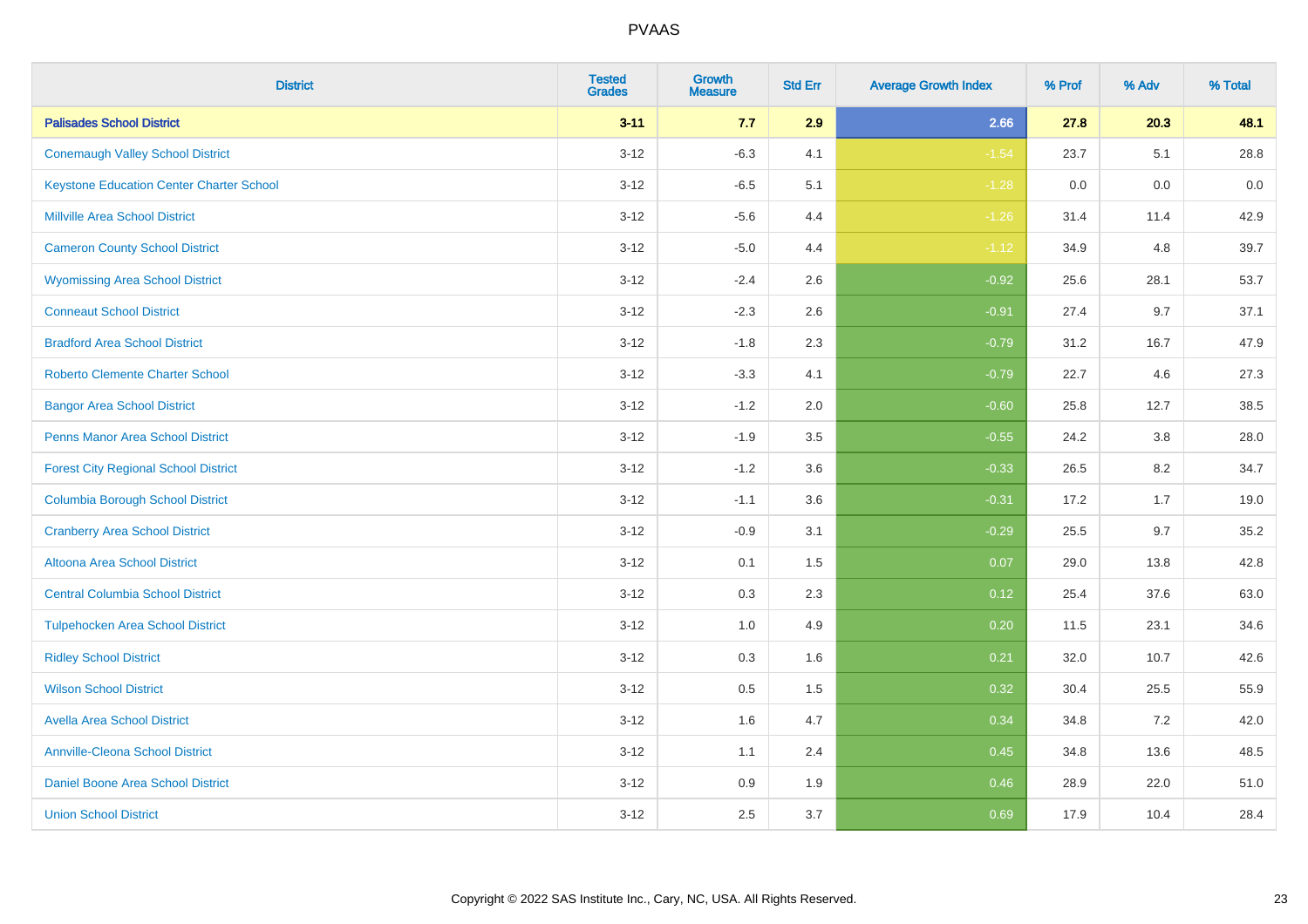# PVAAS

| District | Tested Grades | Growth Measure | Std Err | Average Growth Index | % Prof | % Adv | % Total |
|---|---|---|---|---|---|---|---|
| **Palisades School District** | **3-11** | **7.7** | **2.9** | **2.66** | **27.8** | **20.3** | **48.1** |
| Conemaugh Valley School District | 3-12 | -6.3 | 4.1 | -1.54 | 23.7 | 5.1 | 28.8 |
| Keystone Education Center Charter School | 3-12 | -6.5 | 5.1 | -1.28 | 0.0 | 0.0 | 0.0 |
| Millville Area School District | 3-12 | -5.6 | 4.4 | -1.26 | 31.4 | 11.4 | 42.9 |
| Cameron County School District | 3-12 | -5.0 | 4.4 | -1.12 | 34.9 | 4.8 | 39.7 |
| Wyomissing Area School District | 3-12 | -2.4 | 2.6 | -0.92 | 25.6 | 28.1 | 53.7 |
| Conneaut School District | 3-12 | -2.3 | 2.6 | -0.91 | 27.4 | 9.7 | 37.1 |
| Bradford Area School District | 3-12 | -1.8 | 2.3 | -0.79 | 31.2 | 16.7 | 47.9 |
| Roberto Clemente Charter School | 3-12 | -3.3 | 4.1 | -0.79 | 22.7 | 4.6 | 27.3 |
| Bangor Area School District | 3-12 | -1.2 | 2.0 | -0.60 | 25.8 | 12.7 | 38.5 |
| Penns Manor Area School District | 3-12 | -1.9 | 3.5 | -0.55 | 24.2 | 3.8 | 28.0 |
| Forest City Regional School District | 3-12 | -1.2 | 3.6 | -0.33 | 26.5 | 8.2 | 34.7 |
| Columbia Borough School District | 3-12 | -1.1 | 3.6 | -0.31 | 17.2 | 1.7 | 19.0 |
| Cranberry Area School District | 3-12 | -0.9 | 3.1 | -0.29 | 25.5 | 9.7 | 35.2 |
| Altoona Area School District | 3-12 | 0.1 | 1.5 | 0.07 | 29.0 | 13.8 | 42.8 |
| Central Columbia School District | 3-12 | 0.3 | 2.3 | 0.12 | 25.4 | 37.6 | 63.0 |
| Tulpehocken Area School District | 3-12 | 1.0 | 4.9 | 0.20 | 11.5 | 23.1 | 34.6 |
| Ridley School District | 3-12 | 0.3 | 1.6 | 0.21 | 32.0 | 10.7 | 42.6 |
| Wilson School District | 3-12 | 0.5 | 1.5 | 0.32 | 30.4 | 25.5 | 55.9 |
| Avella Area School District | 3-12 | 1.6 | 4.7 | 0.34 | 34.8 | 7.2 | 42.0 |
| Annville-Cleona School District | 3-12 | 1.1 | 2.4 | 0.45 | 34.8 | 13.6 | 48.5 |
| Daniel Boone Area School District | 3-12 | 0.9 | 1.9 | 0.46 | 28.9 | 22.0 | 51.0 |
| Union School District | 3-12 | 2.5 | 3.7 | 0.69 | 17.9 | 10.4 | 28.4 |

Copyright © 2022 SAS Institute Inc., Cary, NC, USA. All Rights Reserved.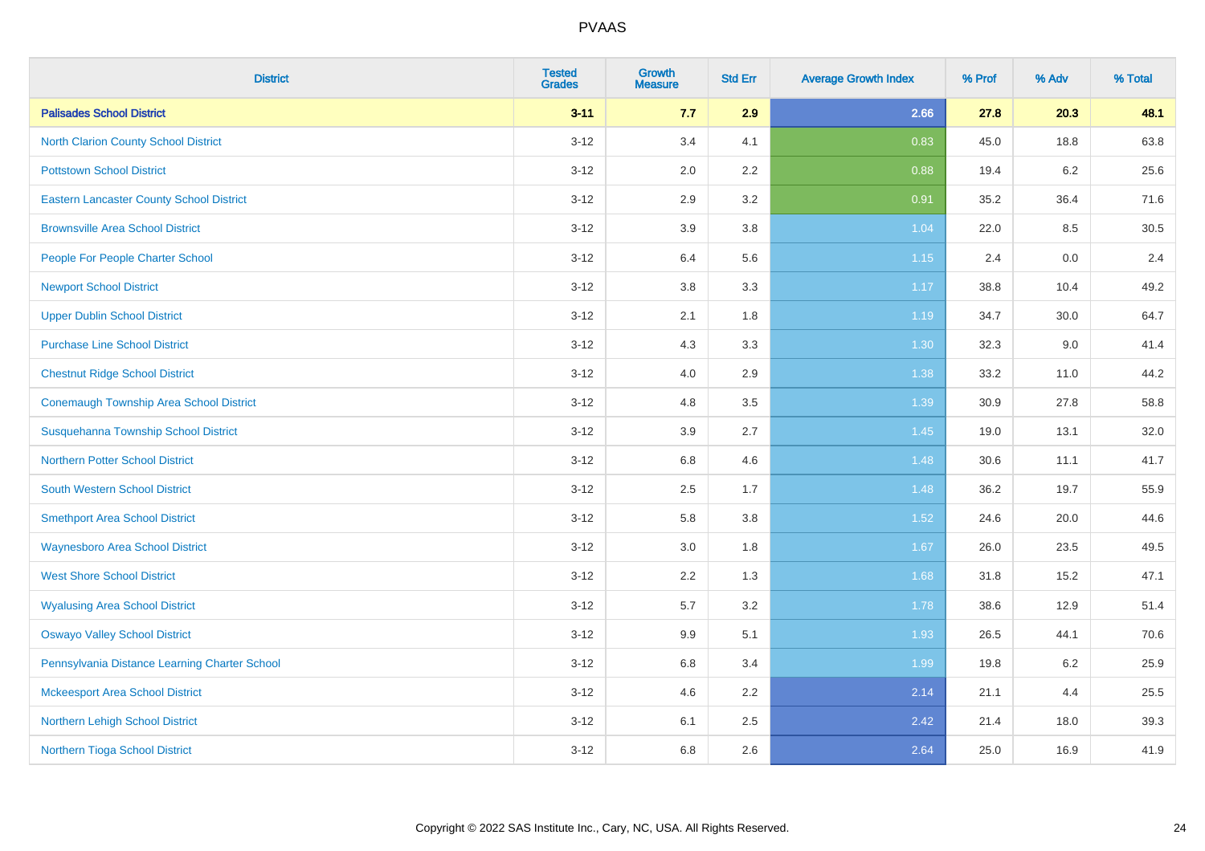| District | Tested Grades | Growth Measure | Std Err | Average Growth Index | % Prof | % Adv | % Total |
|---|---|---|---|---|---|---|---|
| **Palisades School District** | **3-11** | **7.7** | **2.9** | **2.66** | **27.8** | **20.3** | **48.1** |
| North Clarion County School District | 3-12 | 3.4 | 4.1 | 0.83 | 45.0 | 18.8 | 63.8 |
| Pottstown School District | 3-12 | 2.0 | 2.2 | 0.88 | 19.4 | 6.2 | 25.6 |
| Eastern Lancaster County School District | 3-12 | 2.9 | 3.2 | 0.91 | 35.2 | 36.4 | 71.6 |
| Brownsville Area School District | 3-12 | 3.9 | 3.8 | 1.04 | 22.0 | 8.5 | 30.5 |
| People For People Charter School | 3-12 | 6.4 | 5.6 | 1.15 | 2.4 | 0.0 | 2.4 |
| Newport School District | 3-12 | 3.8 | 3.3 | 1.17 | 38.8 | 10.4 | 49.2 |
| Upper Dublin School District | 3-12 | 2.1 | 1.8 | 1.19 | 34.7 | 30.0 | 64.7 |
| Purchase Line School District | 3-12 | 4.3 | 3.3 | 1.30 | 32.3 | 9.0 | 41.4 |
| Chestnut Ridge School District | 3-12 | 4.0 | 2.9 | 1.38 | 33.2 | 11.0 | 44.2 |
| Conemaugh Township Area School District | 3-12 | 4.8 | 3.5 | 1.39 | 30.9 | 27.8 | 58.8 |
| Susquehanna Township School District | 3-12 | 3.9 | 2.7 | 1.45 | 19.0 | 13.1 | 32.0 |
| Northern Potter School District | 3-12 | 6.8 | 4.6 | 1.48 | 30.6 | 11.1 | 41.7 |
| South Western School District | 3-12 | 2.5 | 1.7 | 1.48 | 36.2 | 19.7 | 55.9 |
| Smethport Area School District | 3-12 | 5.8 | 3.8 | 1.52 | 24.6 | 20.0 | 44.6 |
| Waynesboro Area School District | 3-12 | 3.0 | 1.8 | 1.67 | 26.0 | 23.5 | 49.5 |
| West Shore School District | 3-12 | 2.2 | 1.3 | 1.68 | 31.8 | 15.2 | 47.1 |
| Wyalusing Area School District | 3-12 | 5.7 | 3.2 | 1.78 | 38.6 | 12.9 | 51.4 |
| Oswayo Valley School District | 3-12 | 9.9 | 5.1 | 1.93 | 26.5 | 44.1 | 70.6 |
| Pennsylvania Distance Learning Charter School | 3-12 | 6.8 | 3.4 | 1.99 | 19.8 | 6.2 | 25.9 |
| Mckeesport Area School District | 3-12 | 4.6 | 2.2 | 2.14 | 21.1 | 4.4 | 25.5 |
| Northern Lehigh School District | 3-12 | 6.1 | 2.5 | 2.42 | 21.4 | 18.0 | 39.3 |
| Northern Tioga School District | 3-12 | 6.8 | 2.6 | 2.64 | 25.0 | 16.9 | 41.9 |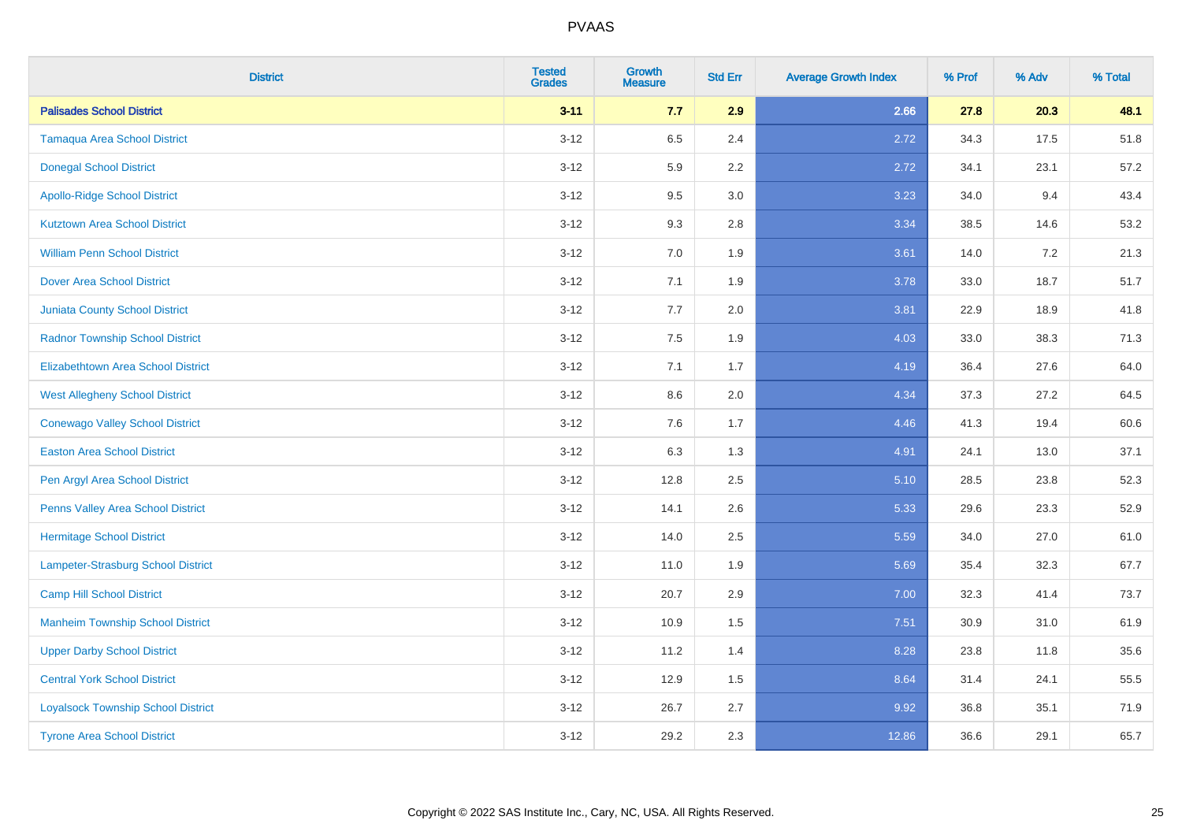# PVAAS

| District | Tested Grades | Growth Measure | Std Err | Average Growth Index | % Prof | % Adv | % Total |
|---|---|---|---|---|---|---|---|
| **Palisades School District** | **3-11** | **7.7** | **2.9** | **2.66** | **27.8** | **20.3** | **48.1** |
| Tamaqua Area School District | 3-12 | 6.5 | 2.4 | 2.72 | 34.3 | 17.5 | 51.8 |
| Donegal School District | 3-12 | 5.9 | 2.2 | 2.72 | 34.1 | 23.1 | 57.2 |
| Apollo-Ridge School District | 3-12 | 9.5 | 3.0 | 3.23 | 34.0 | 9.4 | 43.4 |
| Kutztown Area School District | 3-12 | 9.3 | 2.8 | 3.34 | 38.5 | 14.6 | 53.2 |
| William Penn School District | 3-12 | 7.0 | 1.9 | 3.61 | 14.0 | 7.2 | 21.3 |
| Dover Area School District | 3-12 | 7.1 | 1.9 | 3.78 | 33.0 | 18.7 | 51.7 |
| Juniata County School District | 3-12 | 7.7 | 2.0 | 3.81 | 22.9 | 18.9 | 41.8 |
| Radnor Township School District | 3-12 | 7.5 | 1.9 | 4.03 | 33.0 | 38.3 | 71.3 |
| Elizabethtown Area School District | 3-12 | 7.1 | 1.7 | 4.19 | 36.4 | 27.6 | 64.0 |
| West Allegheny School District | 3-12 | 8.6 | 2.0 | 4.34 | 37.3 | 27.2 | 64.5 |
| Conewago Valley School District | 3-12 | 7.6 | 1.7 | 4.46 | 41.3 | 19.4 | 60.6 |
| Easton Area School District | 3-12 | 6.3 | 1.3 | 4.91 | 24.1 | 13.0 | 37.1 |
| Pen Argyl Area School District | 3-12 | 12.8 | 2.5 | 5.10 | 28.5 | 23.8 | 52.3 |
| Penns Valley Area School District | 3-12 | 14.1 | 2.6 | 5.33 | 29.6 | 23.3 | 52.9 |
| Hermitage School District | 3-12 | 14.0 | 2.5 | 5.59 | 34.0 | 27.0 | 61.0 |
| Lampeter-Strasburg School District | 3-12 | 11.0 | 1.9 | 5.69 | 35.4 | 32.3 | 67.7 |
| Camp Hill School District | 3-12 | 20.7 | 2.9 | 7.00 | 32.3 | 41.4 | 73.7 |
| Manheim Township School District | 3-12 | 10.9 | 1.5 | 7.51 | 30.9 | 31.0 | 61.9 |
| Upper Darby School District | 3-12 | 11.2 | 1.4 | 8.28 | 23.8 | 11.8 | 35.6 |
| Central York School District | 3-12 | 12.9 | 1.5 | 8.64 | 31.4 | 24.1 | 55.5 |
| Loyalsock Township School District | 3-12 | 26.7 | 2.7 | 9.92 | 36.8 | 35.1 | 71.9 |
| Tyrone Area School District | 3-12 | 29.2 | 2.3 | 12.86 | 36.6 | 29.1 | 65.7 |

Copyright © 2022 SAS Institute Inc., Cary, NC, USA. All Rights Reserved.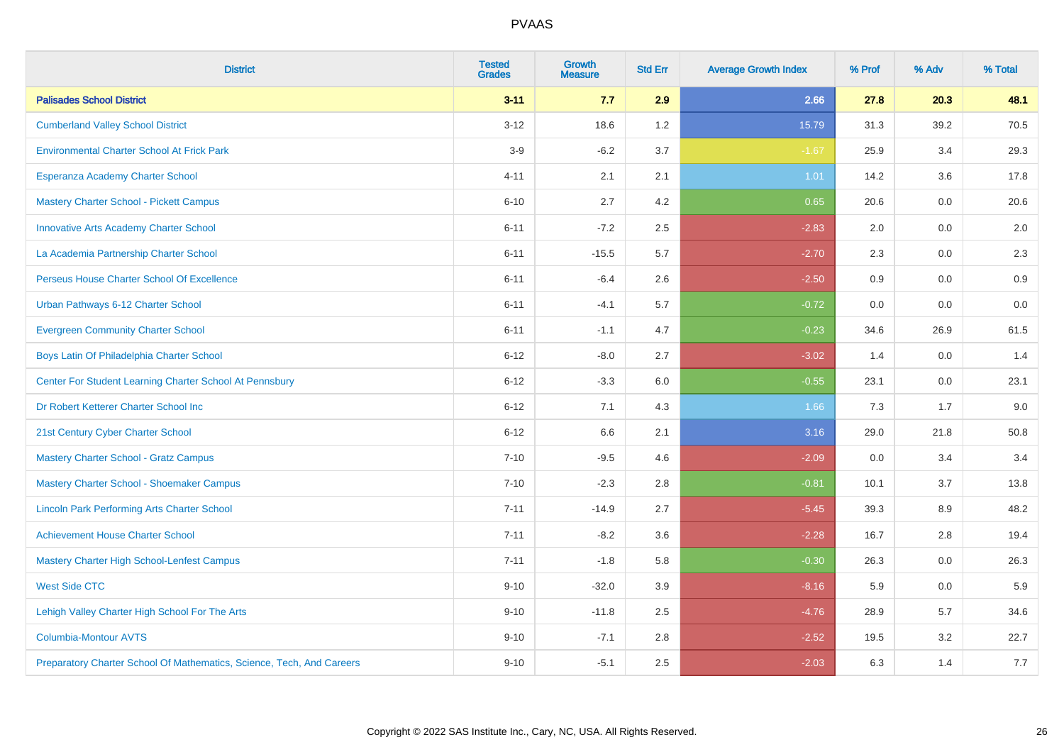# PVAAS

| District | Tested Grades | Growth Measure | Std Err | Average Growth Index | % Prof | % Adv | % Total |
|---|---|---|---|---|---|---|---|
| **Palisades School District** | **3-11** | **7.7** | **2.9** | **2.66** | **27.8** | **20.3** | **48.1** |
| Cumberland Valley School District | 3-12 | 18.6 | 1.2 | 15.79 | 31.3 | 39.2 | 70.5 |
| Environmental Charter School At Frick Park | 3-9 | -6.2 | 3.7 | -1.67 | 25.9 | 3.4 | 29.3 |
| Esperanza Academy Charter School | 4-11 | 2.1 | 2.1 | 1.01 | 14.2 | 3.6 | 17.8 |
| Mastery Charter School - Pickett Campus | 6-10 | 2.7 | 4.2 | 0.65 | 20.6 | 0.0 | 20.6 |
| Innovative Arts Academy Charter School | 6-11 | -7.2 | 2.5 | -2.83 | 2.0 | 0.0 | 2.0 |
| La Academia Partnership Charter School | 6-11 | -15.5 | 5.7 | -2.70 | 2.3 | 0.0 | 2.3 |
| Perseus House Charter School Of Excellence | 6-11 | -6.4 | 2.6 | -2.50 | 0.9 | 0.0 | 0.9 |
| Urban Pathways 6-12 Charter School | 6-11 | -4.1 | 5.7 | -0.72 | 0.0 | 0.0 | 0.0 |
| Evergreen Community Charter School | 6-11 | -1.1 | 4.7 | -0.23 | 34.6 | 26.9 | 61.5 |
| Boys Latin Of Philadelphia Charter School | 6-12 | -8.0 | 2.7 | -3.02 | 1.4 | 0.0 | 1.4 |
| Center For Student Learning Charter School At Pennsbury | 6-12 | -3.3 | 6.0 | -0.55 | 23.1 | 0.0 | 23.1 |
| Dr Robert Ketterer Charter School Inc | 6-12 | 7.1 | 4.3 | 1.66 | 7.3 | 1.7 | 9.0 |
| 21st Century Cyber Charter School | 6-12 | 6.6 | 2.1 | 3.16 | 29.0 | 21.8 | 50.8 |
| Mastery Charter School - Gratz Campus | 7-10 | -9.5 | 4.6 | -2.09 | 0.0 | 3.4 | 3.4 |
| Mastery Charter School - Shoemaker Campus | 7-10 | -2.3 | 2.8 | -0.81 | 10.1 | 3.7 | 13.8 |
| Lincoln Park Performing Arts Charter School | 7-11 | -14.9 | 2.7 | -5.45 | 39.3 | 8.9 | 48.2 |
| Achievement House Charter School | 7-11 | -8.2 | 3.6 | -2.28 | 16.7 | 2.8 | 19.4 |
| Mastery Charter High School-Lenfest Campus | 7-11 | -1.8 | 5.8 | -0.30 | 26.3 | 0.0 | 26.3 |
| West Side CTC | 9-10 | -32.0 | 3.9 | -8.16 | 5.9 | 0.0 | 5.9 |
| Lehigh Valley Charter High School For The Arts | 9-10 | -11.8 | 2.5 | -4.76 | 28.9 | 5.7 | 34.6 |
| Columbia-Montour AVTS | 9-10 | -7.1 | 2.8 | -2.52 | 19.5 | 3.2 | 22.7 |
| Preparatory Charter School Of Mathematics, Science, Tech, And Careers | 9-10 | -5.1 | 2.5 | -2.03 | 6.3 | 1.4 | 7.7 |

Copyright © 2022 SAS Institute Inc., Cary, NC, USA. All Rights Reserved.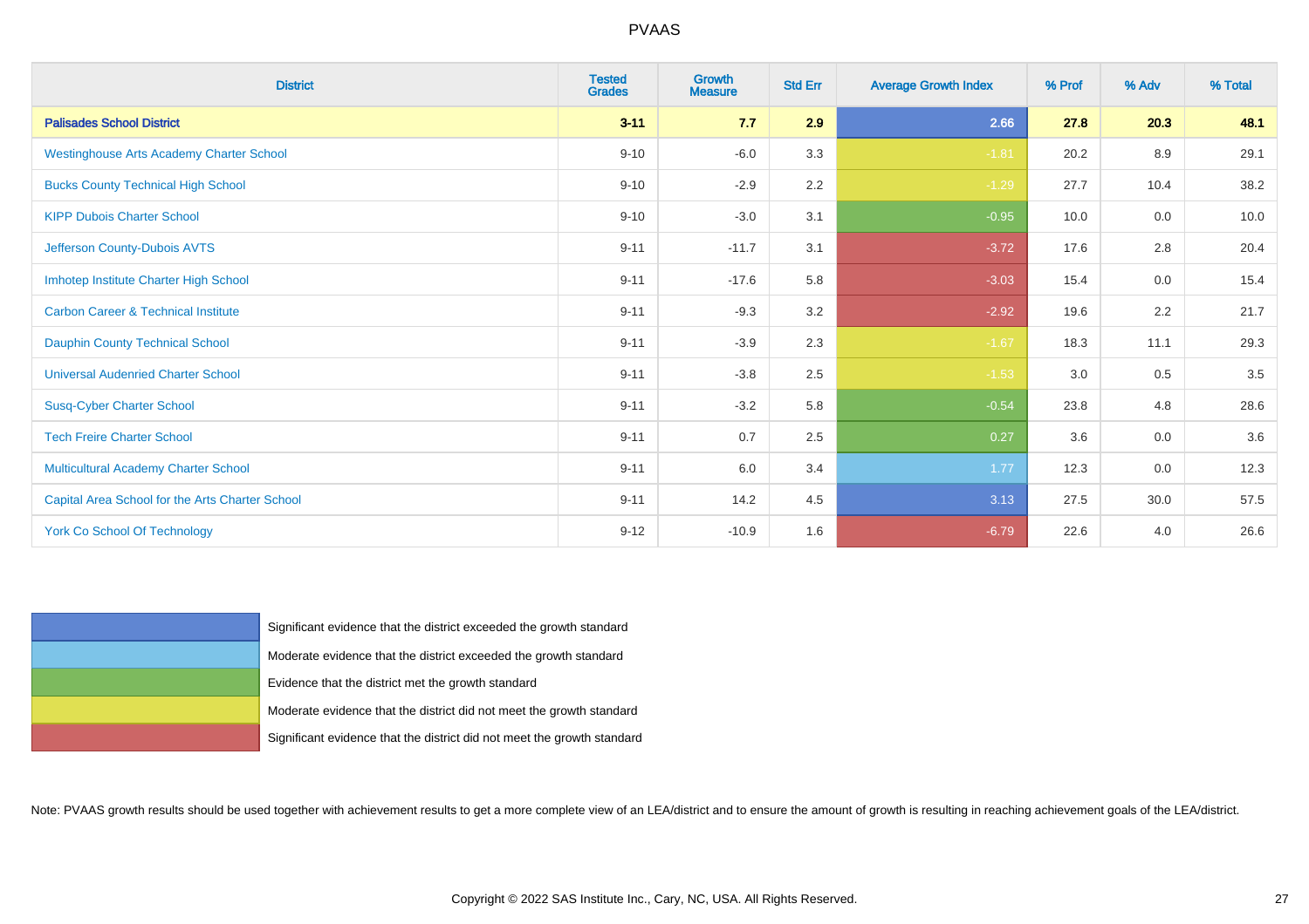# PVAAS

| District | Tested Grades | Growth Measure | Std Err | Average Growth Index | % Prof | % Adv | % Total |
|---|---|---|---|---|---|---|---|
| **Palisades School District** | **3-11** | **7.7** | **2.9** | **2.66** | **27.8** | **20.3** | **48.1** |
| Westinghouse Arts Academy Charter School | 9-10 | -6.0 | 3.3 | -1.81 | 20.2 | 8.9 | 29.1 |
| Bucks County Technical High School | 9-10 | -2.9 | 2.2 | -1.29 | 27.7 | 10.4 | 38.2 |
| KIPP Dubois Charter School | 9-10 | -3.0 | 3.1 | -0.95 | 10.0 | 0.0 | 10.0 |
| Jefferson County-Dubois AVTS | 9-11 | -11.7 | 3.1 | -3.72 | 17.6 | 2.8 | 20.4 |
| Imhotep Institute Charter High School | 9-11 | -17.6 | 5.8 | -3.03 | 15.4 | 0.0 | 15.4 |
| Carbon Career & Technical Institute | 9-11 | -9.3 | 3.2 | -2.92 | 19.6 | 2.2 | 21.7 |
| Dauphin County Technical School | 9-11 | -3.9 | 2.3 | -1.67 | 18.3 | 11.1 | 29.3 |
| Universal Audenried Charter School | 9-11 | -3.8 | 2.5 | -1.53 | 3.0 | 0.5 | 3.5 |
| Susq-Cyber Charter School | 9-11 | -3.2 | 5.8 | -0.54 | 23.8 | 4.8 | 28.6 |
| Tech Freire Charter School | 9-11 | 0.7 | 2.5 | 0.27 | 3.6 | 0.0 | 3.6 |
| Multicultural Academy Charter School | 9-11 | 6.0 | 3.4 | 1.77 | 12.3 | 0.0 | 12.3 |
| Capital Area School for the Arts Charter School | 9-11 | 14.2 | 4.5 | 3.13 | 27.5 | 30.0 | 57.5 |
| York Co School Of Technology | 9-12 | -10.9 | 1.6 | -6.79 | 22.6 | 4.0 | 26.6 |

Significant evidence that the district exceeded the growth standard

Moderate evidence that the district exceeded the growth standard

Evidence that the district met the growth standard

Moderate evidence that the district did not meet the growth standard

Significant evidence that the district did not meet the growth standard

Note: PVAAS growth results should be used together with achievement results to get a more complete view of an LEA/district and to ensure the amount of growth is resulting in reaching achievement goals of the LEA/district.

Copyright © 2022 SAS Institute Inc., Cary, NC, USA. All Rights Reserved.